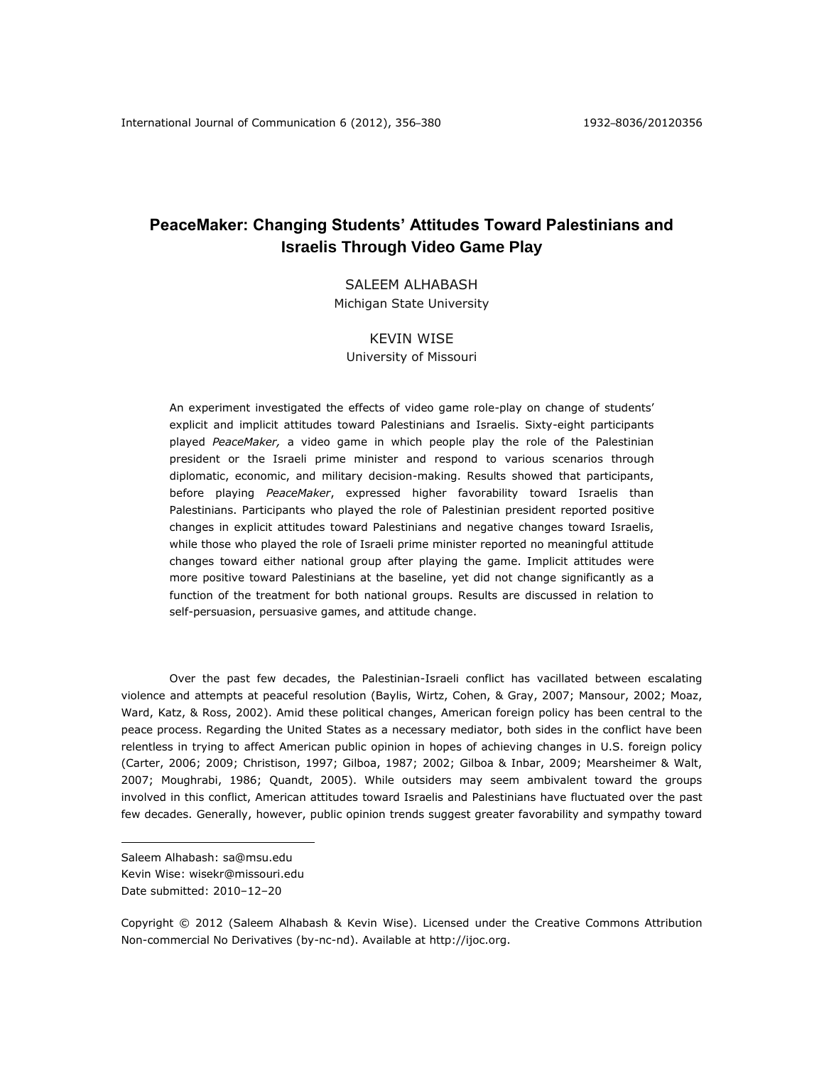# PeaceMaker: Changing Students' Attitudes Toward Palestinians and Israelis Through Video Game Play

SALEEM ALHABASH
Michigan State University

KEVIN WISE
University of Missouri

An experiment investigated the effects of video game role-play on change of students' explicit and implicit attitudes toward Palestinians and Israelis. Sixty-eight participants played *PeaceMaker,* a video game in which people play the role of the Palestinian president or the Israeli prime minister and respond to various scenarios through diplomatic, economic, and military decision-making. Results showed that participants, before playing *PeaceMaker*, expressed higher favorability toward Israelis than Palestinians. Participants who played the role of Palestinian president reported positive changes in explicit attitudes toward Palestinians and negative changes toward Israelis, while those who played the role of Israeli prime minister reported no meaningful attitude changes toward either national group after playing the game. Implicit attitudes were more positive toward Palestinians at the baseline, yet did not change significantly as a function of the treatment for both national groups. Results are discussed in relation to self-persuasion, persuasive games, and attitude change.

Over the past few decades, the Palestinian-Israeli conflict has vacillated between escalating violence and attempts at peaceful resolution (Baylis, Wirtz, Cohen, & Gray, 2007; Mansour, 2002; Moaz, Ward, Katz, & Ross, 2002). Amid these political changes, American foreign policy has been central to the peace process. Regarding the United States as a necessary mediator, both sides in the conflict have been relentless in trying to affect American public opinion in hopes of achieving changes in U.S. foreign policy (Carter, 2006; 2009; Christison, 1997; Gilboa, 1987; 2002; Gilboa & Inbar, 2009; Mearsheimer & Walt, 2007; Moughrabi, 1986; Quandt, 2005). While outsiders may seem ambivalent toward the groups involved in this conflict, American attitudes toward Israelis and Palestinians have fluctuated over the past few decades. Generally, however, public opinion trends suggest greater favorability and sympathy toward

Saleem Alhabash: sa@msu.edu
Kevin Wise: wisekr@missouri.edu
Date submitted: 2010–12–20

Copyright © 2012 (Saleem Alhabash & Kevin Wise). Licensed under the Creative Commons Attribution Non-commercial No Derivatives (by-nc-nd). Available at http://ijoc.org.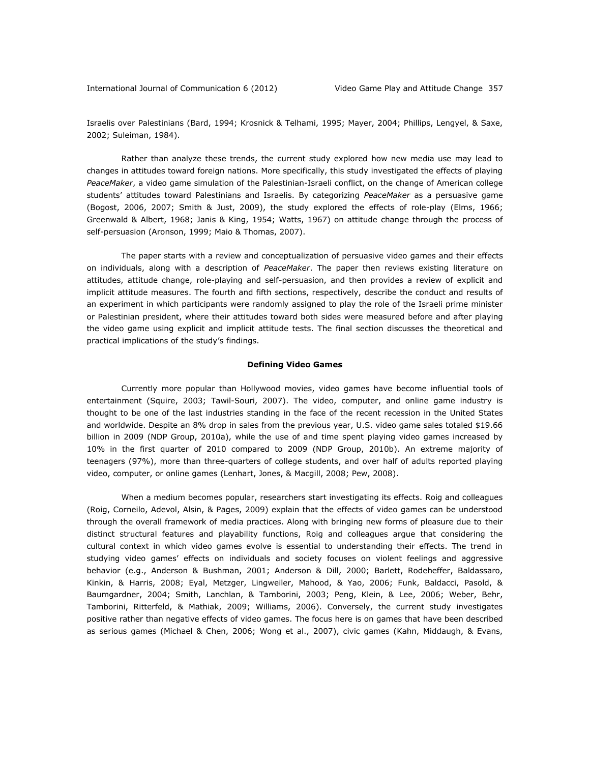Israelis over Palestinians (Bard, 1994; Krosnick & Telhami, 1995; Mayer, 2004; Phillips, Lengyel, & Saxe, 2002; Suleiman, 1984).

Rather than analyze these trends, the current study explored how new media use may lead to changes in attitudes toward foreign nations. More specifically, this study investigated the effects of playing *PeaceMaker*, a video game simulation of the Palestinian-Israeli conflict, on the change of American college students' attitudes toward Palestinians and Israelis. By categorizing *PeaceMaker* as a persuasive game (Bogost, 2006, 2007; Smith & Just, 2009), the study explored the effects of role-play (Elms, 1966; Greenwald & Albert, 1968; Janis & King, 1954; Watts, 1967) on attitude change through the process of self-persuasion (Aronson, 1999; Maio & Thomas, 2007).

The paper starts with a review and conceptualization of persuasive video games and their effects on individuals, along with a description of *PeaceMaker*. The paper then reviews existing literature on attitudes, attitude change, role-playing and self-persuasion, and then provides a review of explicit and implicit attitude measures. The fourth and fifth sections, respectively, describe the conduct and results of an experiment in which participants were randomly assigned to play the role of the Israeli prime minister or Palestinian president, where their attitudes toward both sides were measured before and after playing the video game using explicit and implicit attitude tests. The final section discusses the theoretical and practical implications of the study's findings.

## Defining Video Games

Currently more popular than Hollywood movies, video games have become influential tools of entertainment (Squire, 2003; Tawil-Souri, 2007). The video, computer, and online game industry is thought to be one of the last industries standing in the face of the recent recession in the United States and worldwide. Despite an 8% drop in sales from the previous year, U.S. video game sales totaled $19.66 billion in 2009 (NDP Group, 2010a), while the use of and time spent playing video games increased by 10% in the first quarter of 2010 compared to 2009 (NDP Group, 2010b). An extreme majority of teenagers (97%), more than three-quarters of college students, and over half of adults reported playing video, computer, or online games (Lenhart, Jones, & Macgill, 2008; Pew, 2008).

When a medium becomes popular, researchers start investigating its effects. Roig and colleagues (Roig, Corneilo, Adevol, Alsin, & Pages, 2009) explain that the effects of video games can be understood through the overall framework of media practices. Along with bringing new forms of pleasure due to their distinct structural features and playability functions, Roig and colleagues argue that considering the cultural context in which video games evolve is essential to understanding their effects. The trend in studying video games' effects on individuals and society focuses on violent feelings and aggressive behavior (e.g., Anderson & Bushman, 2001; Anderson & Dill, 2000; Barlett, Rodeheffer, Baldassaro, Kinkin, & Harris, 2008; Eyal, Metzger, Lingweiler, Mahood, & Yao, 2006; Funk, Baldacci, Pasold, & Baumgardner, 2004; Smith, Lanchlan, & Tamborini, 2003; Peng, Klein, & Lee, 2006; Weber, Behr, Tamborini, Ritterfeld, & Mathiak, 2009; Williams, 2006). Conversely, the current study investigates positive rather than negative effects of video games. The focus here is on games that have been described as serious games (Michael & Chen, 2006; Wong et al., 2007), civic games (Kahn, Middaugh, & Evans,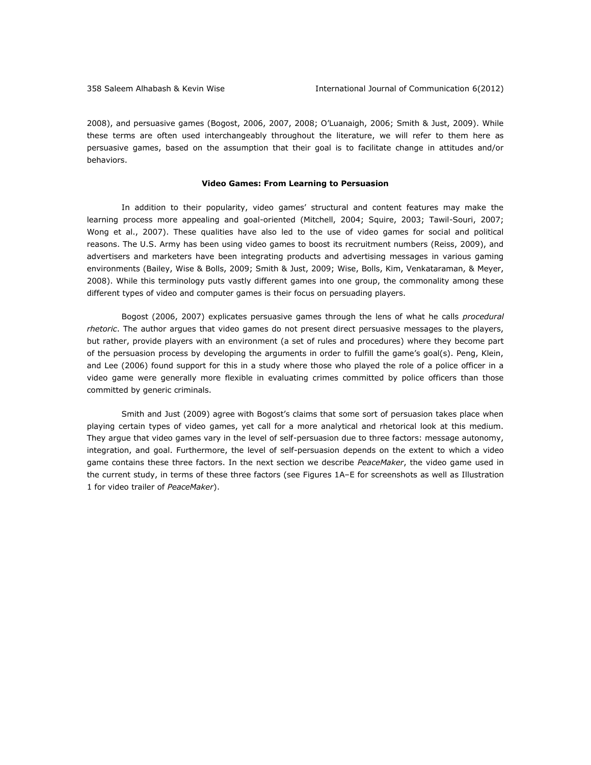2008), and persuasive games (Bogost, 2006, 2007, 2008; O'Luanaigh, 2006; Smith & Just, 2009). While these terms are often used interchangeably throughout the literature, we will refer to them here as persuasive games, based on the assumption that their goal is to facilitate change in attitudes and/or behaviors.

## Video Games: From Learning to Persuasion

In addition to their popularity, video games' structural and content features may make the learning process more appealing and goal-oriented (Mitchell, 2004; Squire, 2003; Tawil-Souri, 2007; Wong et al., 2007). These qualities have also led to the use of video games for social and political reasons. The U.S. Army has been using video games to boost its recruitment numbers (Reiss, 2009), and advertisers and marketers have been integrating products and advertising messages in various gaming environments (Bailey, Wise & Bolls, 2009; Smith & Just, 2009; Wise, Bolls, Kim, Venkataraman, & Meyer, 2008). While this terminology puts vastly different games into one group, the commonality among these different types of video and computer games is their focus on persuading players.

Bogost (2006, 2007) explicates persuasive games through the lens of what he calls *procedural rhetoric*. The author argues that video games do not present direct persuasive messages to the players, but rather, provide players with an environment (a set of rules and procedures) where they become part of the persuasion process by developing the arguments in order to fulfill the game's goal(s). Peng, Klein, and Lee (2006) found support for this in a study where those who played the role of a police officer in a video game were generally more flexible in evaluating crimes committed by police officers than those committed by generic criminals.

Smith and Just (2009) agree with Bogost's claims that some sort of persuasion takes place when playing certain types of video games, yet call for a more analytical and rhetorical look at this medium. They argue that video games vary in the level of self-persuasion due to three factors: message autonomy, integration, and goal. Furthermore, the level of self-persuasion depends on the extent to which a video game contains these three factors. In the next section we describe *PeaceMaker*, the video game used in the current study, in terms of these three factors (see Figures 1A–E for screenshots as well as Illustration 1 for video trailer of *PeaceMaker*).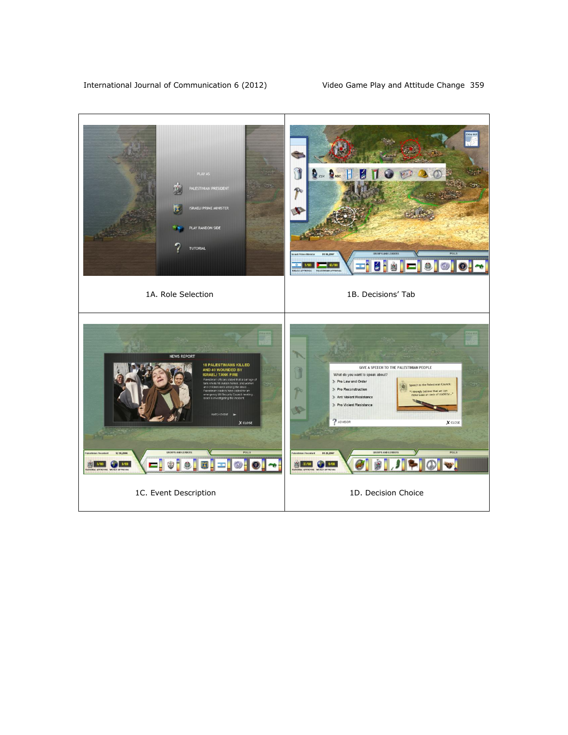1A. Role Selection

1B. Decisions' Tab

1C. Event Description

1D. Decision Choice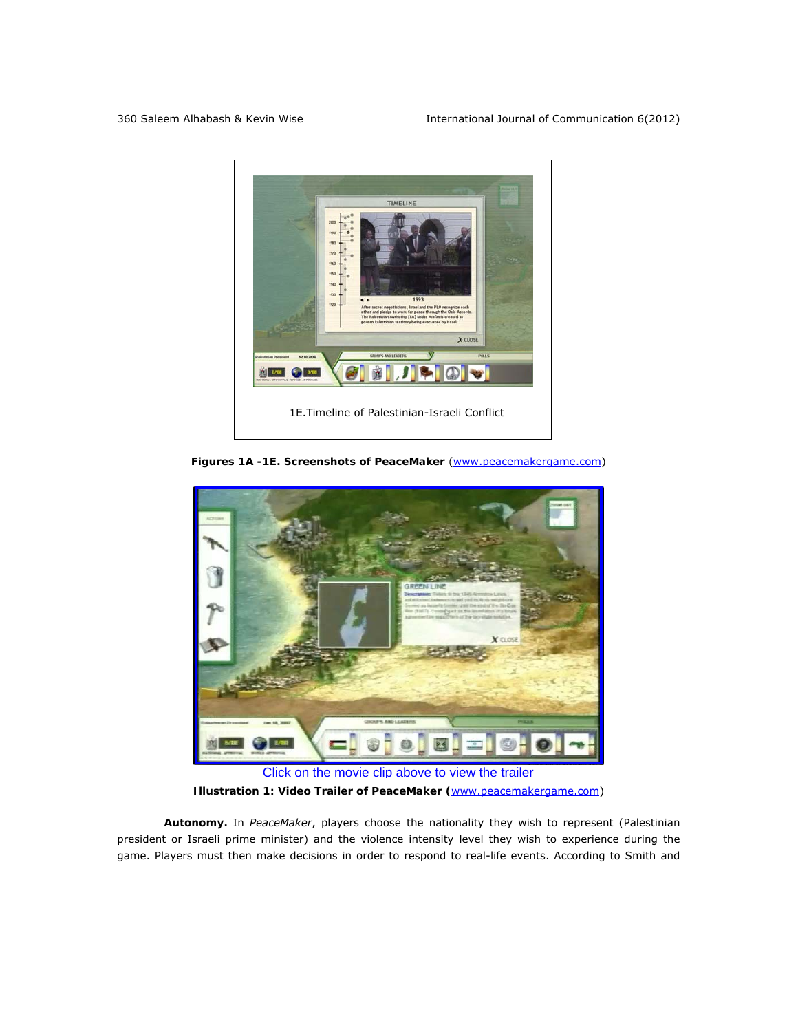1E.Timeline of Palestinian-Israeli Conflict

**Figures 1A -1E. Screenshots of PeaceMaker** ([www.peacemakergame.com](http://www.peacemakergame.com))

Click on the movie clip above to view the trailer

**Illustration 1: Video Trailer of PeaceMaker (**[www.peacemakergame.com](http://www.peacemakergame.com))

**Autonomy.** In *PeaceMaker*, players choose the nationality they wish to represent (Palestinian president or Israeli prime minister) and the violence intensity level they wish to experience during the game. Players must then make decisions in order to respond to real-life events. According to Smith and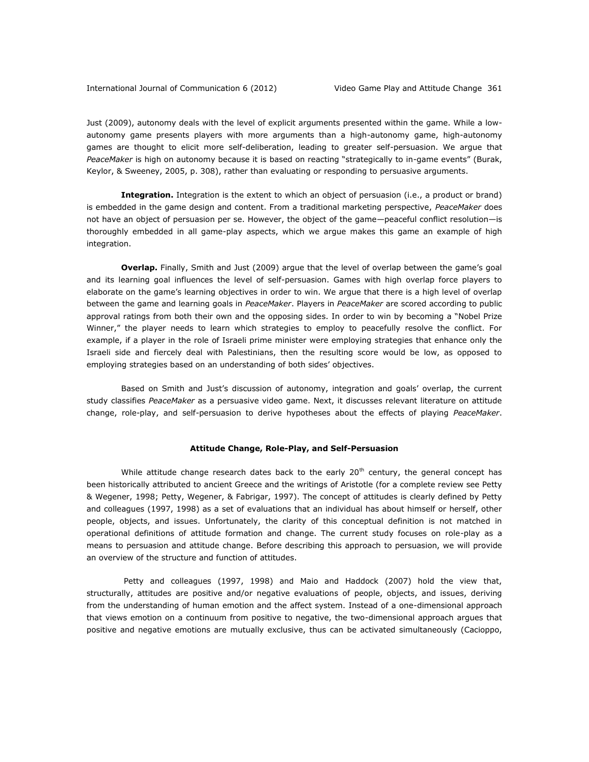Just (2009), autonomy deals with the level of explicit arguments presented within the game. While a low-autonomy game presents players with more arguments than a high-autonomy game, high-autonomy games are thought to elicit more self-deliberation, leading to greater self-persuasion. We argue that *PeaceMaker* is high on autonomy because it is based on reacting "strategically to in-game events" (Burak, Keylor, & Sweeney, 2005, p. 308), rather than evaluating or responding to persuasive arguments.

**Integration.** Integration is the extent to which an object of persuasion (i.e., a product or brand) is embedded in the game design and content. From a traditional marketing perspective, *PeaceMaker* does not have an object of persuasion per se. However, the object of the game—peaceful conflict resolution—is thoroughly embedded in all game-play aspects, which we argue makes this game an example of high integration.

**Overlap.** Finally, Smith and Just (2009) argue that the level of overlap between the game's goal and its learning goal influences the level of self-persuasion. Games with high overlap force players to elaborate on the game's learning objectives in order to win. We argue that there is a high level of overlap between the game and learning goals in *PeaceMaker*. Players in *PeaceMaker* are scored according to public approval ratings from both their own and the opposing sides. In order to win by becoming a "Nobel Prize Winner," the player needs to learn which strategies to employ to peacefully resolve the conflict. For example, if a player in the role of Israeli prime minister were employing strategies that enhance only the Israeli side and fiercely deal with Palestinians, then the resulting score would be low, as opposed to employing strategies based on an understanding of both sides' objectives.

Based on Smith and Just's discussion of autonomy, integration and goals' overlap, the current study classifies *PeaceMaker* as a persuasive video game. Next, it discusses relevant literature on attitude change, role-play, and self-persuasion to derive hypotheses about the effects of playing *PeaceMaker*.

## Attitude Change, Role-Play, and Self-Persuasion

While attitude change research dates back to the early 20th century, the general concept has been historically attributed to ancient Greece and the writings of Aristotle (for a complete review see Petty & Wegener, 1998; Petty, Wegener, & Fabrigar, 1997). The concept of attitudes is clearly defined by Petty and colleagues (1997, 1998) as a set of evaluations that an individual has about himself or herself, other people, objects, and issues. Unfortunately, the clarity of this conceptual definition is not matched in operational definitions of attitude formation and change. The current study focuses on role-play as a means to persuasion and attitude change. Before describing this approach to persuasion, we will provide an overview of the structure and function of attitudes.

Petty and colleagues (1997, 1998) and Maio and Haddock (2007) hold the view that, structurally, attitudes are positive and/or negative evaluations of people, objects, and issues, deriving from the understanding of human emotion and the affect system. Instead of a one-dimensional approach that views emotion on a continuum from positive to negative, the two-dimensional approach argues that positive and negative emotions are mutually exclusive, thus can be activated simultaneously (Cacioppo,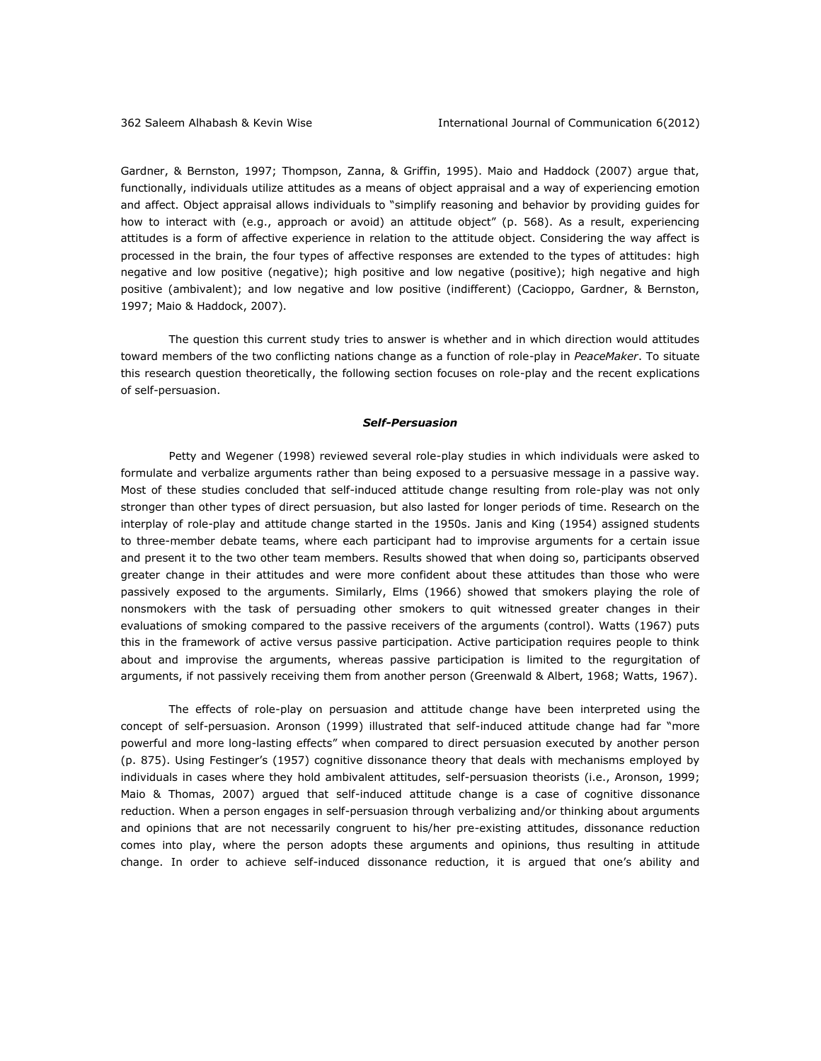Gardner, & Bernston, 1997; Thompson, Zanna, & Griffin, 1995). Maio and Haddock (2007) argue that, functionally, individuals utilize attitudes as a means of object appraisal and a way of experiencing emotion and affect. Object appraisal allows individuals to "simplify reasoning and behavior by providing guides for how to interact with (e.g., approach or avoid) an attitude object" (p. 568). As a result, experiencing attitudes is a form of affective experience in relation to the attitude object. Considering the way affect is processed in the brain, the four types of affective responses are extended to the types of attitudes: high negative and low positive (negative); high positive and low negative (positive); high negative and high positive (ambivalent); and low negative and low positive (indifferent) (Cacioppo, Gardner, & Bernston, 1997; Maio & Haddock, 2007).

The question this current study tries to answer is whether and in which direction would attitudes toward members of the two conflicting nations change as a function of role-play in *PeaceMaker*. To situate this research question theoretically, the following section focuses on role-play and the recent explications of self-persuasion.

### *Self-Persuasion*

Petty and Wegener (1998) reviewed several role-play studies in which individuals were asked to formulate and verbalize arguments rather than being exposed to a persuasive message in a passive way. Most of these studies concluded that self-induced attitude change resulting from role-play was not only stronger than other types of direct persuasion, but also lasted for longer periods of time. Research on the interplay of role-play and attitude change started in the 1950s. Janis and King (1954) assigned students to three-member debate teams, where each participant had to improvise arguments for a certain issue and present it to the two other team members. Results showed that when doing so, participants observed greater change in their attitudes and were more confident about these attitudes than those who were passively exposed to the arguments. Similarly, Elms (1966) showed that smokers playing the role of nonsmokers with the task of persuading other smokers to quit witnessed greater changes in their evaluations of smoking compared to the passive receivers of the arguments (control). Watts (1967) puts this in the framework of active versus passive participation. Active participation requires people to think about and improvise the arguments, whereas passive participation is limited to the regurgitation of arguments, if not passively receiving them from another person (Greenwald & Albert, 1968; Watts, 1967).

The effects of role-play on persuasion and attitude change have been interpreted using the concept of self-persuasion. Aronson (1999) illustrated that self-induced attitude change had far "more powerful and more long-lasting effects" when compared to direct persuasion executed by another person (p. 875). Using Festinger's (1957) cognitive dissonance theory that deals with mechanisms employed by individuals in cases where they hold ambivalent attitudes, self-persuasion theorists (i.e., Aronson, 1999; Maio & Thomas, 2007) argued that self-induced attitude change is a case of cognitive dissonance reduction. When a person engages in self-persuasion through verbalizing and/or thinking about arguments and opinions that are not necessarily congruent to his/her pre-existing attitudes, dissonance reduction comes into play, where the person adopts these arguments and opinions, thus resulting in attitude change. In order to achieve self-induced dissonance reduction, it is argued that one's ability and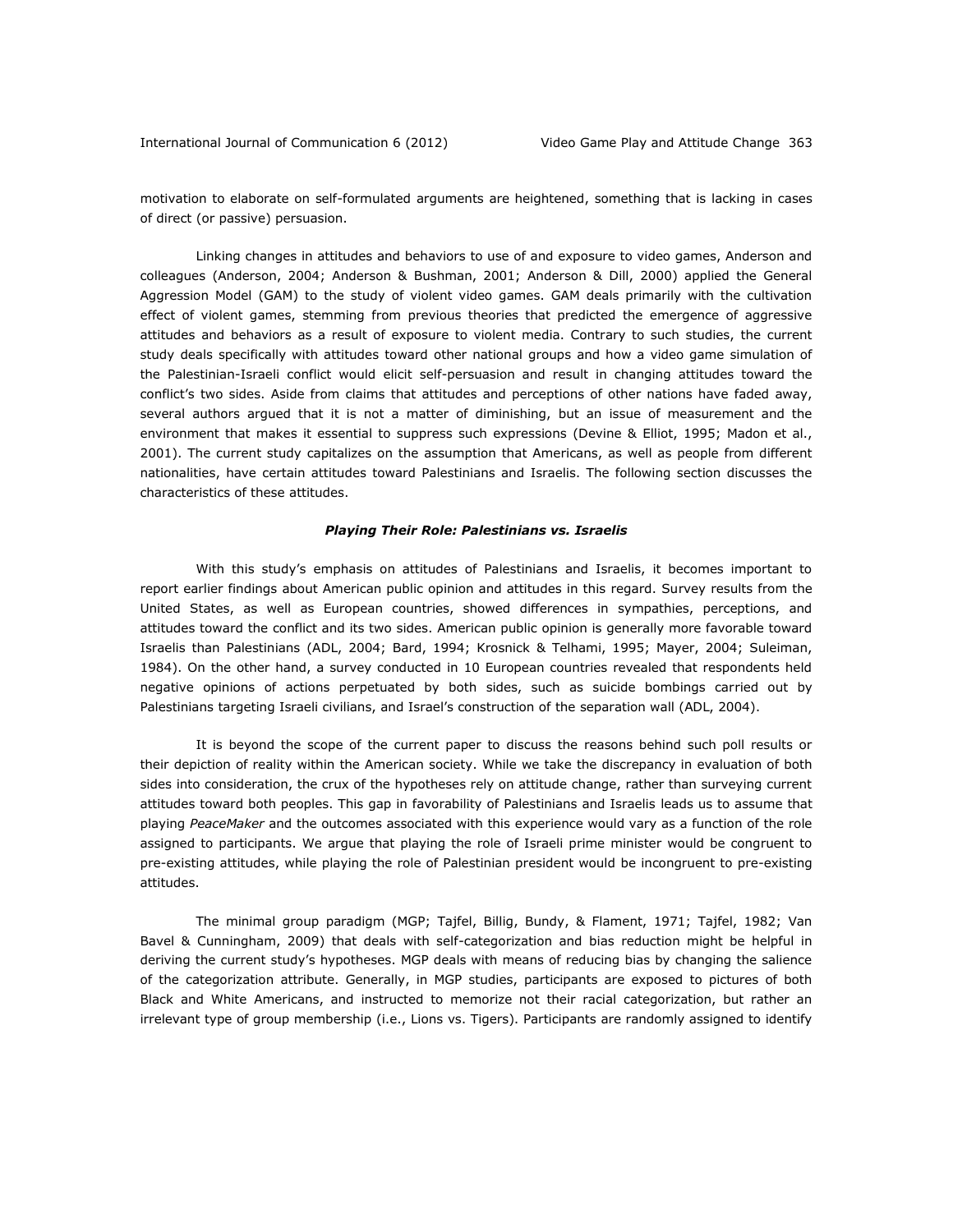motivation to elaborate on self-formulated arguments are heightened, something that is lacking in cases of direct (or passive) persuasion.

Linking changes in attitudes and behaviors to use of and exposure to video games, Anderson and colleagues (Anderson, 2004; Anderson & Bushman, 2001; Anderson & Dill, 2000) applied the General Aggression Model (GAM) to the study of violent video games. GAM deals primarily with the cultivation effect of violent games, stemming from previous theories that predicted the emergence of aggressive attitudes and behaviors as a result of exposure to violent media. Contrary to such studies, the current study deals specifically with attitudes toward other national groups and how a video game simulation of the Palestinian-Israeli conflict would elicit self-persuasion and result in changing attitudes toward the conflict's two sides. Aside from claims that attitudes and perceptions of other nations have faded away, several authors argued that it is not a matter of diminishing, but an issue of measurement and the environment that makes it essential to suppress such expressions (Devine & Elliot, 1995; Madon et al., 2001). The current study capitalizes on the assumption that Americans, as well as people from different nationalities, have certain attitudes toward Palestinians and Israelis. The following section discusses the characteristics of these attitudes.

### *Playing Their Role: Palestinians vs. Israelis*

With this study's emphasis on attitudes of Palestinians and Israelis, it becomes important to report earlier findings about American public opinion and attitudes in this regard. Survey results from the United States, as well as European countries, showed differences in sympathies, perceptions, and attitudes toward the conflict and its two sides. American public opinion is generally more favorable toward Israelis than Palestinians (ADL, 2004; Bard, 1994; Krosnick & Telhami, 1995; Mayer, 2004; Suleiman, 1984). On the other hand, a survey conducted in 10 European countries revealed that respondents held negative opinions of actions perpetuated by both sides, such as suicide bombings carried out by Palestinians targeting Israeli civilians, and Israel's construction of the separation wall (ADL, 2004).

It is beyond the scope of the current paper to discuss the reasons behind such poll results or their depiction of reality within the American society. While we take the discrepancy in evaluation of both sides into consideration, the crux of the hypotheses rely on attitude change, rather than surveying current attitudes toward both peoples. This gap in favorability of Palestinians and Israelis leads us to assume that playing *PeaceMaker* and the outcomes associated with this experience would vary as a function of the role assigned to participants. We argue that playing the role of Israeli prime minister would be congruent to pre-existing attitudes, while playing the role of Palestinian president would be incongruent to pre-existing attitudes.

The minimal group paradigm (MGP; Tajfel, Billig, Bundy, & Flament, 1971; Tajfel, 1982; Van Bavel & Cunningham, 2009) that deals with self-categorization and bias reduction might be helpful in deriving the current study's hypotheses. MGP deals with means of reducing bias by changing the salience of the categorization attribute. Generally, in MGP studies, participants are exposed to pictures of both Black and White Americans, and instructed to memorize not their racial categorization, but rather an irrelevant type of group membership (i.e., Lions vs. Tigers). Participants are randomly assigned to identify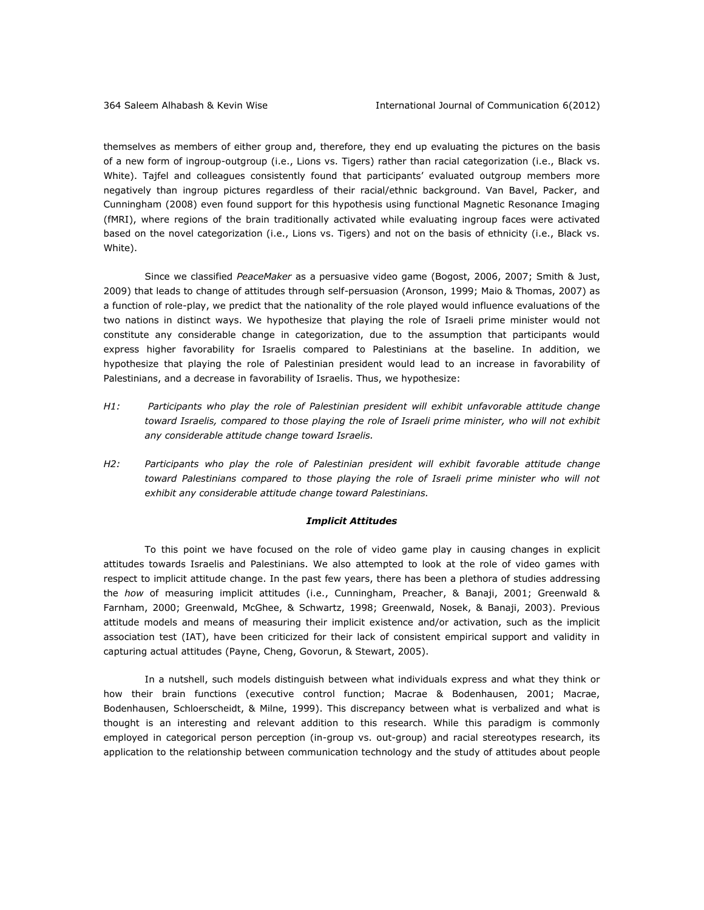themselves as members of either group and, therefore, they end up evaluating the pictures on the basis of a new form of ingroup-outgroup (i.e., Lions vs. Tigers) rather than racial categorization (i.e., Black vs. White). Tajfel and colleagues consistently found that participants' evaluated outgroup members more negatively than ingroup pictures regardless of their racial/ethnic background. Van Bavel, Packer, and Cunningham (2008) even found support for this hypothesis using functional Magnetic Resonance Imaging (fMRI), where regions of the brain traditionally activated while evaluating ingroup faces were activated based on the novel categorization (i.e., Lions vs. Tigers) and not on the basis of ethnicity (i.e., Black vs. White).

Since we classified *PeaceMaker* as a persuasive video game (Bogost, 2006, 2007; Smith & Just, 2009) that leads to change of attitudes through self-persuasion (Aronson, 1999; Maio & Thomas, 2007) as a function of role-play, we predict that the nationality of the role played would influence evaluations of the two nations in distinct ways. We hypothesize that playing the role of Israeli prime minister would not constitute any considerable change in categorization, due to the assumption that participants would express higher favorability for Israelis compared to Palestinians at the baseline. In addition, we hypothesize that playing the role of Palestinian president would lead to an increase in favorability of Palestinians, and a decrease in favorability of Israelis. Thus, we hypothesize:

*H1: Participants who play the role of Palestinian president will exhibit unfavorable attitude change toward Israelis, compared to those playing the role of Israeli prime minister, who will not exhibit any considerable attitude change toward Israelis.*

*H2: Participants who play the role of Palestinian president will exhibit favorable attitude change toward Palestinians compared to those playing the role of Israeli prime minister who will not exhibit any considerable attitude change toward Palestinians.*

### *Implicit Attitudes*

To this point we have focused on the role of video game play in causing changes in explicit attitudes towards Israelis and Palestinians. We also attempted to look at the role of video games with respect to implicit attitude change. In the past few years, there has been a plethora of studies addressing the *how* of measuring implicit attitudes (i.e., Cunningham, Preacher, & Banaji, 2001; Greenwald & Farnham, 2000; Greenwald, McGhee, & Schwartz, 1998; Greenwald, Nosek, & Banaji, 2003). Previous attitude models and means of measuring their implicit existence and/or activation, such as the implicit association test (IAT), have been criticized for their lack of consistent empirical support and validity in capturing actual attitudes (Payne, Cheng, Govorun, & Stewart, 2005).

In a nutshell, such models distinguish between what individuals express and what they think or how their brain functions (executive control function; Macrae & Bodenhausen, 2001; Macrae, Bodenhausen, Schloerscheidt, & Milne, 1999). This discrepancy between what is verbalized and what is thought is an interesting and relevant addition to this research. While this paradigm is commonly employed in categorical person perception (in-group vs. out-group) and racial stereotypes research, its application to the relationship between communication technology and the study of attitudes about people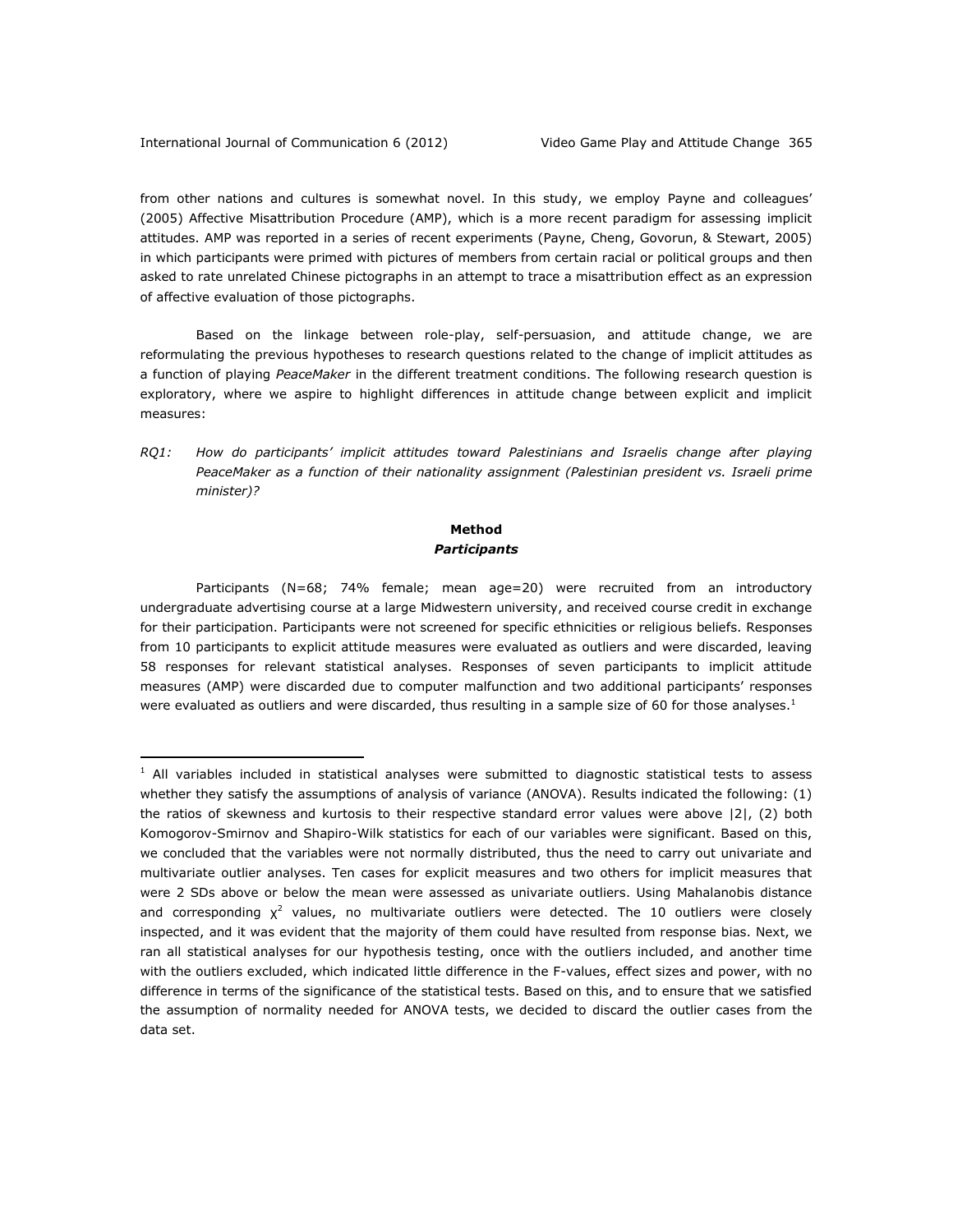from other nations and cultures is somewhat novel. In this study, we employ Payne and colleagues' (2005) Affective Misattribution Procedure (AMP), which is a more recent paradigm for assessing implicit attitudes. AMP was reported in a series of recent experiments (Payne, Cheng, Govorun, & Stewart, 2005) in which participants were primed with pictures of members from certain racial or political groups and then asked to rate unrelated Chinese pictographs in an attempt to trace a misattribution effect as an expression of affective evaluation of those pictographs.

Based on the linkage between role-play, self-persuasion, and attitude change, we are reformulating the previous hypotheses to research questions related to the change of implicit attitudes as a function of playing *PeaceMaker* in the different treatment conditions. The following research question is exploratory, where we aspire to highlight differences in attitude change between explicit and implicit measures:

*RQ1: How do participants' implicit attitudes toward Palestinians and Israelis change after playing PeaceMaker as a function of their nationality assignment (Palestinian president vs. Israeli prime minister)?*

## Method

### *Participants*

Participants (N=68; 74% female; mean age=20) were recruited from an introductory undergraduate advertising course at a large Midwestern university, and received course credit in exchange for their participation. Participants were not screened for specific ethnicities or religious beliefs. Responses from 10 participants to explicit attitude measures were evaluated as outliers and were discarded, leaving 58 responses for relevant statistical analyses. Responses of seven participants to implicit attitude measures (AMP) were discarded due to computer malfunction and two additional participants' responses were evaluated as outliers and were discarded, thus resulting in a sample size of 60 for those analyses.[1]

[1] All variables included in statistical analyses were submitted to diagnostic statistical tests to assess whether they satisfy the assumptions of analysis of variance (ANOVA). Results indicated the following: (1) the ratios of skewness and kurtosis to their respective standard error values were above |2|, (2) both Komogorov-Smirnov and Shapiro-Wilk statistics for each of our variables were significant. Based on this, we concluded that the variables were not normally distributed, thus the need to carry out univariate and multivariate outlier analyses. Ten cases for explicit measures and two others for implicit measures that were 2 SDs above or below the mean were assessed as univariate outliers. Using Mahalanobis distance and corresponding $\chi^2$ values, no multivariate outliers were detected. The 10 outliers were closely inspected, and it was evident that the majority of them could have resulted from response bias. Next, we ran all statistical analyses for our hypothesis testing, once with the outliers included, and another time with the outliers excluded, which indicated little difference in the F-values, effect sizes and power, with no difference in terms of the significance of the statistical tests. Based on this, and to ensure that we satisfied the assumption of normality needed for ANOVA tests, we decided to discard the outlier cases from the data set.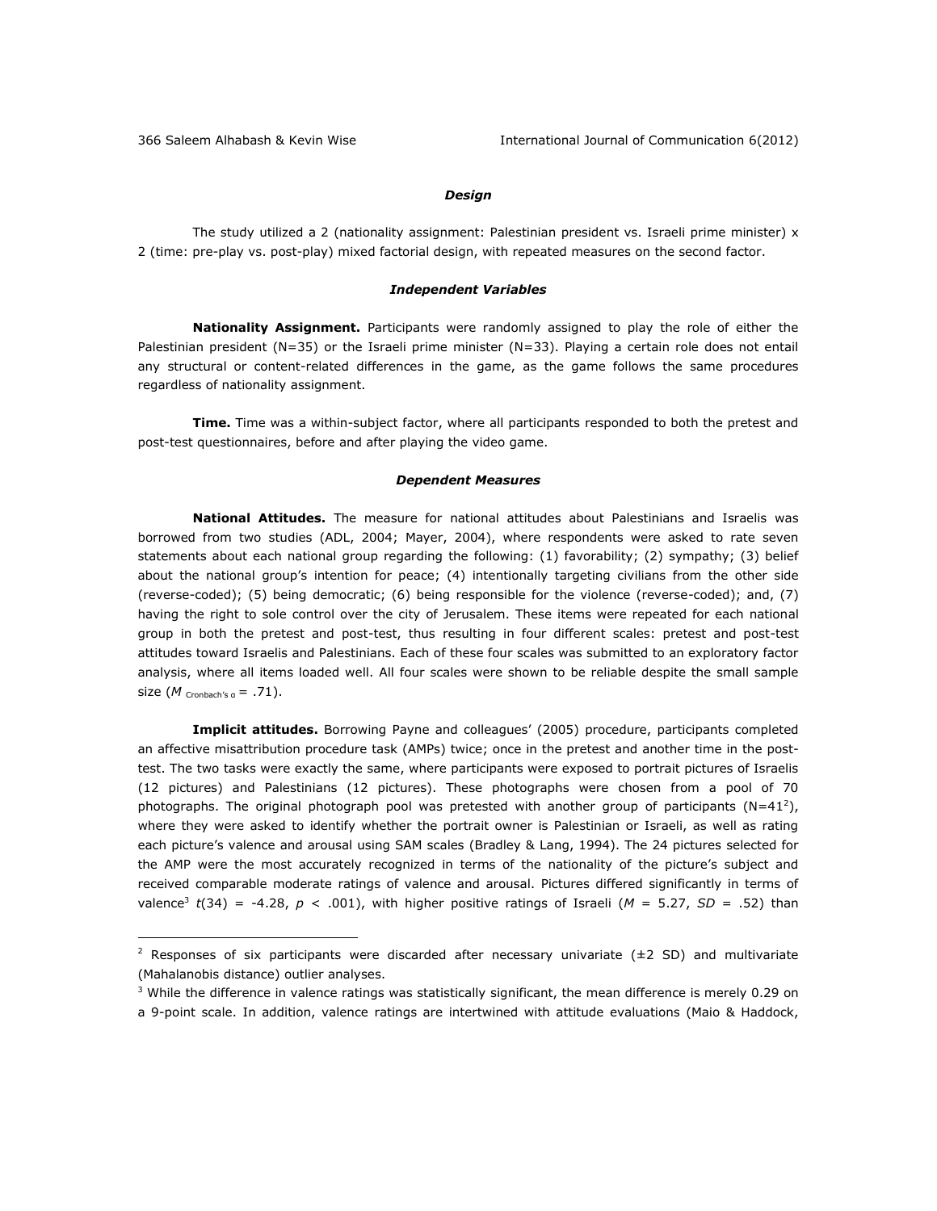### *Design*

The study utilized a 2 (nationality assignment: Palestinian president vs. Israeli prime minister) x 2 (time: pre-play vs. post-play) mixed factorial design, with repeated measures on the second factor.

### *Independent Variables*

**Nationality Assignment.** Participants were randomly assigned to play the role of either the Palestinian president (N=35) or the Israeli prime minister (N=33). Playing a certain role does not entail any structural or content-related differences in the game, as the game follows the same procedures regardless of nationality assignment.

**Time.** Time was a within-subject factor, where all participants responded to both the pretest and post-test questionnaires, before and after playing the video game.

### *Dependent Measures*

**National Attitudes.** The measure for national attitudes about Palestinians and Israelis was borrowed from two studies (ADL, 2004; Mayer, 2004), where respondents were asked to rate seven statements about each national group regarding the following: (1) favorability; (2) sympathy; (3) belief about the national group's intention for peace; (4) intentionally targeting civilians from the other side (reverse-coded); (5) being democratic; (6) being responsible for the violence (reverse-coded); and, (7) having the right to sole control over the city of Jerusalem. These items were repeated for each national group in both the pretest and post-test, thus resulting in four different scales: pretest and post-test attitudes toward Israelis and Palestinians. Each of these four scales was submitted to an exploratory factor analysis, where all items loaded well. All four scales were shown to be reliable despite the small sample size ($M_{\text{Cronbach's } \alpha}$ = .71).

**Implicit attitudes.** Borrowing Payne and colleagues' (2005) procedure, participants completed an affective misattribution procedure task (AMPs) twice; once in the pretest and another time in the post-test. The two tasks were exactly the same, where participants were exposed to portrait pictures of Israelis (12 pictures) and Palestinians (12 pictures). These photographs were chosen from a pool of 70 photographs. The original photograph pool was pretested with another group of participants (N=41[2]), where they were asked to identify whether the portrait owner is Palestinian or Israeli, as well as rating each picture's valence and arousal using SAM scales (Bradley & Lang, 1994). The 24 pictures selected for the AMP were the most accurately recognized in terms of the nationality of the picture's subject and received comparable moderate ratings of valence and arousal. Pictures differed significantly in terms of valence[3] $t(34) = -4.28$, $p < .001$), with higher positive ratings of Israeli ($M = 5.27$, $SD = .52$) than

---

[2] Responses of six participants were discarded after necessary univariate (±2 SD) and multivariate (Mahalanobis distance) outlier analyses.

[3] While the difference in valence ratings was statistically significant, the mean difference is merely 0.29 on a 9-point scale. In addition, valence ratings are intertwined with attitude evaluations (Maio & Haddock,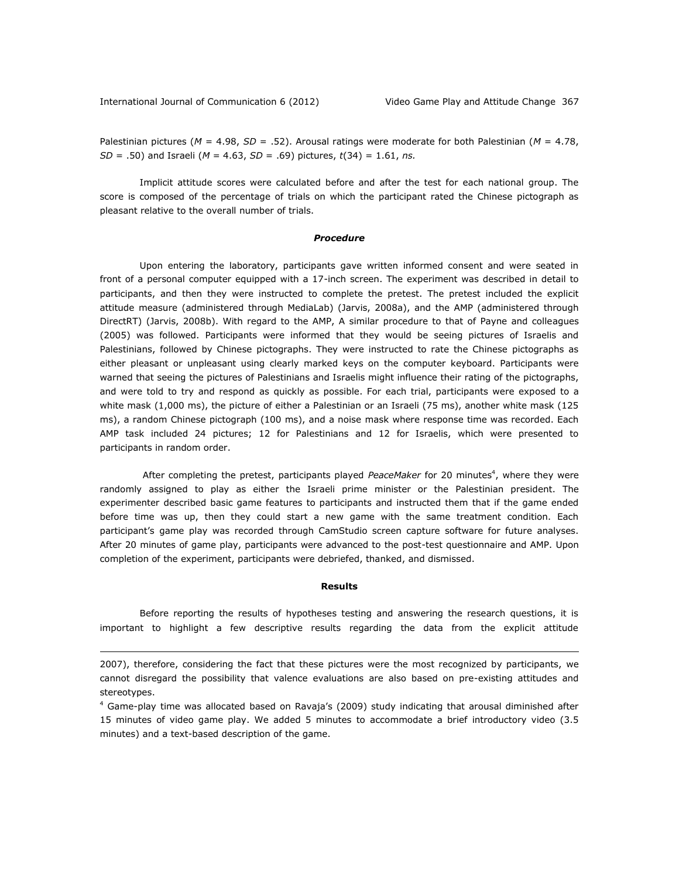Palestinian pictures (*M* = 4.98, *SD* = .52). Arousal ratings were moderate for both Palestinian (*M* = 4.78, *SD* = .50) and Israeli (*M* = 4.63, *SD* = .69) pictures, $t(34) = 1.61$, *ns.*

Implicit attitude scores were calculated before and after the test for each national group. The score is composed of the percentage of trials on which the participant rated the Chinese pictograph as pleasant relative to the overall number of trials.

### *Procedure*

Upon entering the laboratory, participants gave written informed consent and were seated in front of a personal computer equipped with a 17-inch screen. The experiment was described in detail to participants, and then they were instructed to complete the pretest. The pretest included the explicit attitude measure (administered through MediaLab) (Jarvis, 2008a), and the AMP (administered through DirectRT) (Jarvis, 2008b). With regard to the AMP, A similar procedure to that of Payne and colleagues (2005) was followed. Participants were informed that they would be seeing pictures of Israelis and Palestinians, followed by Chinese pictographs. They were instructed to rate the Chinese pictographs as either pleasant or unpleasant using clearly marked keys on the computer keyboard. Participants were warned that seeing the pictures of Palestinians and Israelis might influence their rating of the pictographs, and were told to try and respond as quickly as possible. For each trial, participants were exposed to a white mask (1,000 ms), the picture of either a Palestinian or an Israeli (75 ms), another white mask (125 ms), a random Chinese pictograph (100 ms), and a noise mask where response time was recorded. Each AMP task included 24 pictures; 12 for Palestinians and 12 for Israelis, which were presented to participants in random order.

After completing the pretest, participants played *PeaceMaker* for 20 minutes[4], where they were randomly assigned to play as either the Israeli prime minister or the Palestinian president. The experimenter described basic game features to participants and instructed them that if the game ended before time was up, then they could start a new game with the same treatment condition. Each participant's game play was recorded through CamStudio screen capture software for future analyses. After 20 minutes of game play, participants were advanced to the post-test questionnaire and AMP. Upon completion of the experiment, participants were debriefed, thanked, and dismissed.

## Results

Before reporting the results of hypotheses testing and answering the research questions, it is important to highlight a few descriptive results regarding the data from the explicit attitude

---

2007), therefore, considering the fact that these pictures were the most recognized by participants, we cannot disregard the possibility that valence evaluations are also based on pre-existing attitudes and stereotypes.

[4] Game-play time was allocated based on Ravaja's (2009) study indicating that arousal diminished after 15 minutes of video game play. We added 5 minutes to accommodate a brief introductory video (3.5 minutes) and a text-based description of the game.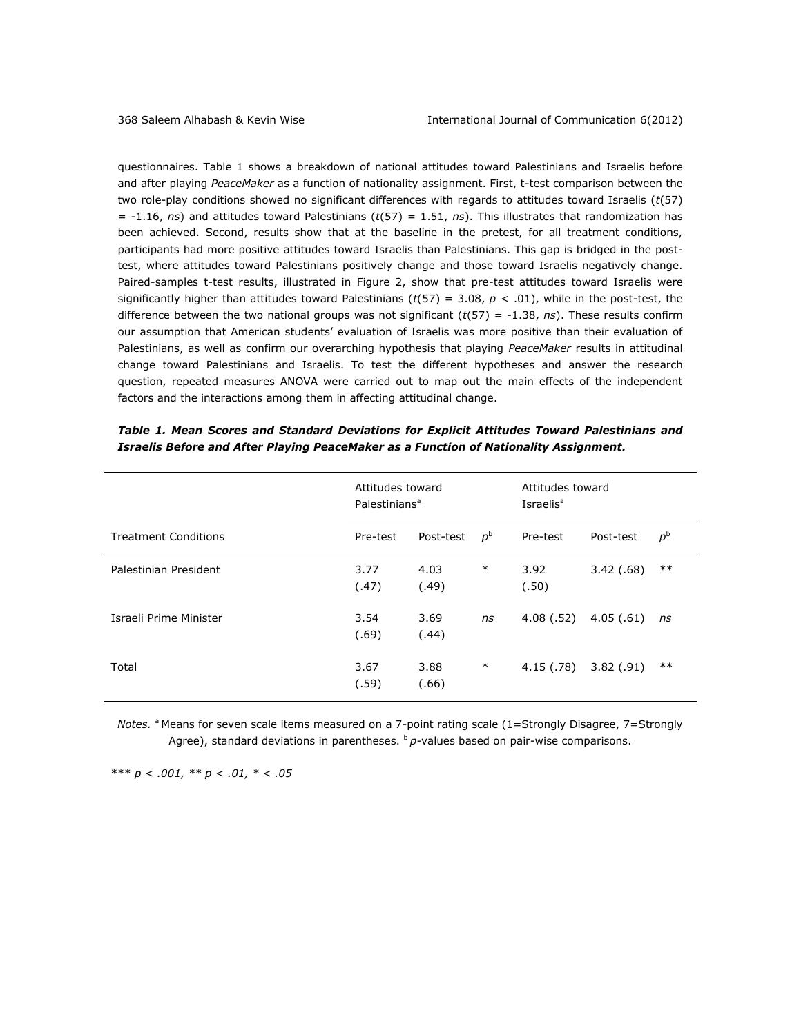questionnaires. Table 1 shows a breakdown of national attitudes toward Palestinians and Israelis before and after playing *PeaceMaker* as a function of nationality assignment. First, t-test comparison between the two role-play conditions showed no significant differences with regards to attitudes toward Israelis ($t(57) = -1.16$, *ns*) and attitudes toward Palestinians ($t(57) = 1.51$, *ns*). This illustrates that randomization has been achieved. Second, results show that at the baseline in the pretest, for all treatment conditions, participants had more positive attitudes toward Israelis than Palestinians. This gap is bridged in the post-test, where attitudes toward Palestinians positively change and those toward Israelis negatively change. Paired-samples t-test results, illustrated in Figure 2, show that pre-test attitudes toward Israelis were significantly higher than attitudes toward Palestinians ($t(57) = 3.08$, $p < .01$), while in the post-test, the difference between the two national groups was not significant ($t(57) = -1.38$, *ns*). These results confirm our assumption that American students' evaluation of Israelis was more positive than their evaluation of Palestinians, as well as confirm our overarching hypothesis that playing *PeaceMaker* results in attitudinal change toward Palestinians and Israelis. To test the different hypotheses and answer the research question, repeated measures ANOVA were carried out to map out the main effects of the independent factors and the interactions among them in affecting attitudinal change.

***Table 1. Mean Scores and Standard Deviations for Explicit Attitudes Toward Palestinians and Israelis Before and After Playing PeaceMaker as a Function of Nationality Assignment.***

| | Attitudes toward Palestinians[a] | | | Attitudes toward Israelis[a] | | |
|---|---|---|---|---|---|---|
| Treatment Conditions | Pre-test | Post-test | $p^b$ | Pre-test | Post-test | $p^b$ |
| Palestinian President | 3.77 (.47) | 4.03 (.49) | * | 3.92 (.50) | 3.42 (.68) | ** |
| Israeli Prime Minister | 3.54 (.69) | 3.69 (.44) | *ns* | 4.08 (.52) | 4.05 (.61) | *ns* |
| Total | 3.67 (.59) | 3.88 (.66) | * | 4.15 (.78) | 3.82 (.91) | ** |

*Notes.* [a] Means for seven scale items measured on a 7-point rating scale (1=Strongly Disagree, 7=Strongly Agree), standard deviations in parentheses. [b] *p*-values based on pair-wise comparisons.

*** $p < .001$, ** $p < .01$, * $< .05$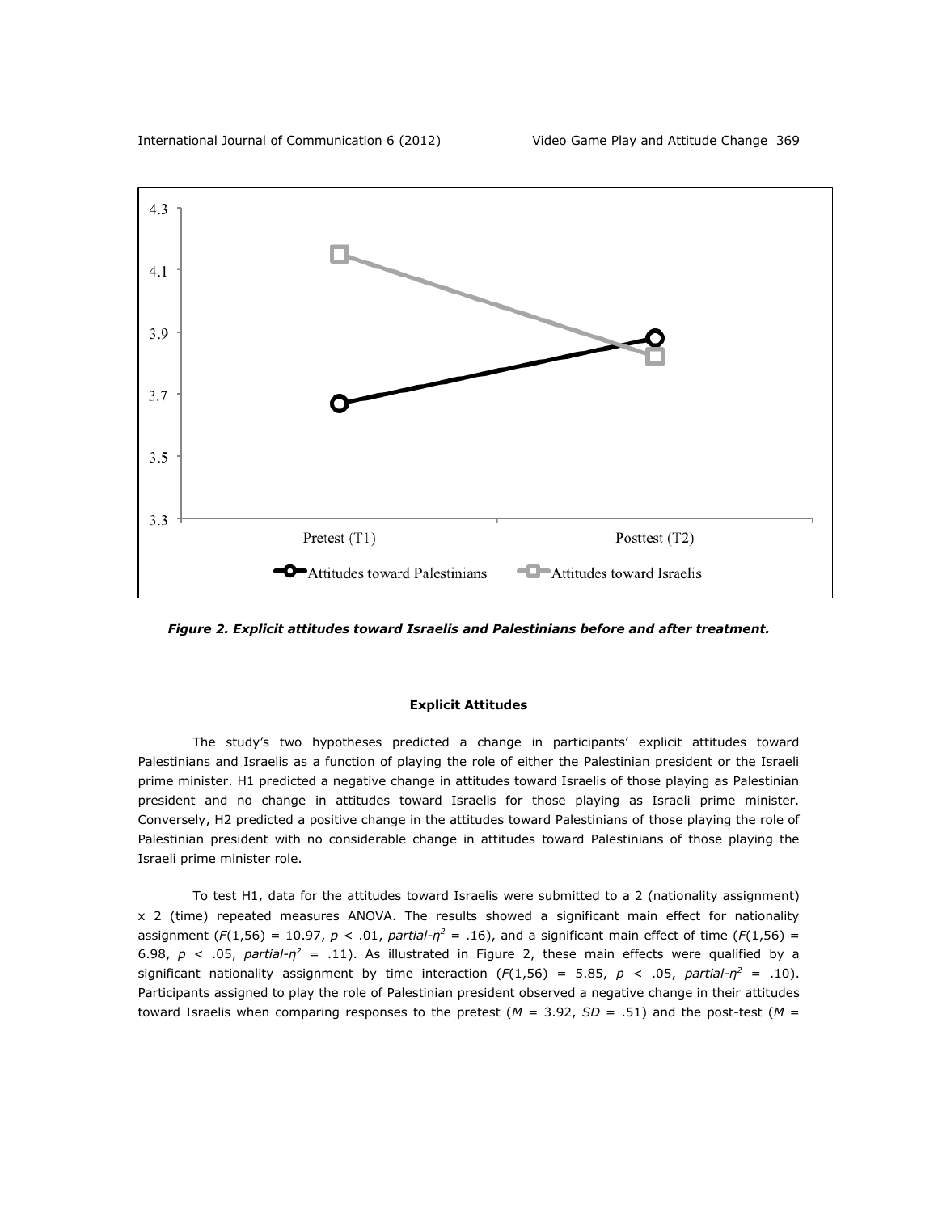*Figure 2. Explicit attitudes toward Israelis and Palestinians before and after treatment.*

### Explicit Attitudes

The study's two hypotheses predicted a change in participants' explicit attitudes toward Palestinians and Israelis as a function of playing the role of either the Palestinian president or the Israeli prime minister. H1 predicted a negative change in attitudes toward Israelis of those playing as Palestinian president and no change in attitudes toward Israelis for those playing as Israeli prime minister. Conversely, H2 predicted a positive change in the attitudes toward Palestinians of those playing the role of Palestinian president with no considerable change in attitudes toward Palestinians of those playing the Israeli prime minister role.

To test H1, data for the attitudes toward Israelis were submitted to a 2 (nationality assignment) x 2 (time) repeated measures ANOVA. The results showed a significant main effect for nationality assignment ($F(1,56) = 10.97$, $p < .01$, *partial*-$\eta^2 = .16$), and a significant main effect of time ($F(1,56) = 6.98$, $p < .05$, *partial*-$\eta^2 = .11$). As illustrated in Figure 2, these main effects were qualified by a significant nationality assignment by time interaction ($F(1,56) = 5.85$, $p < .05$, *partial*-$\eta^2 = .10$). Participants assigned to play the role of Palestinian president observed a negative change in their attitudes toward Israelis when comparing responses to the pretest ($M = 3.92$, $SD = .51$) and the post-test ($M =$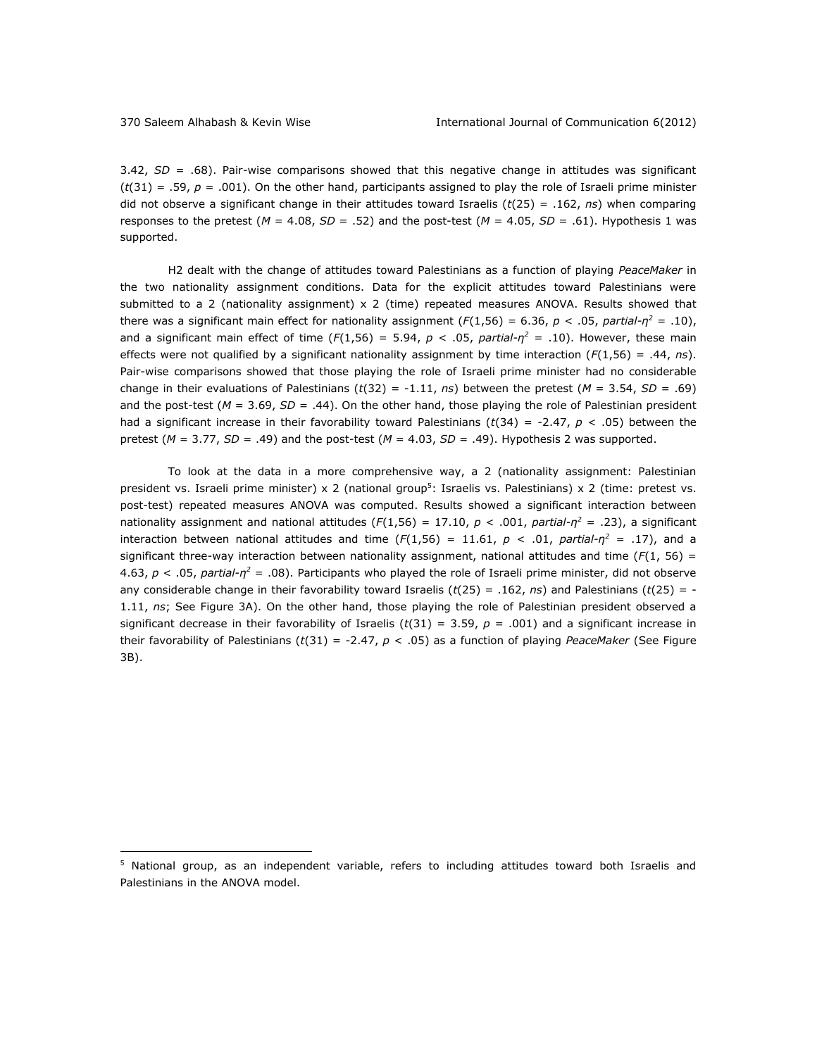3.42, *SD* = .68). Pair-wise comparisons showed that this negative change in attitudes was significant ($t(31) = .59$, $p = .001$). On the other hand, participants assigned to play the role of Israeli prime minister did not observe a significant change in their attitudes toward Israelis ($t(25) = .162$, *ns*) when comparing responses to the pretest ($M = 4.08$, $SD = .52$) and the post-test ($M = 4.05$, $SD = .61$). Hypothesis 1 was supported.

H2 dealt with the change of attitudes toward Palestinians as a function of playing *PeaceMaker* in the two nationality assignment conditions. Data for the explicit attitudes toward Palestinians were submitted to a 2 (nationality assignment) x 2 (time) repeated measures ANOVA. Results showed that there was a significant main effect for nationality assignment ($F(1,56) = 6.36$, $p < .05$, *partial*-$\eta^2 = .10$), and a significant main effect of time ($F(1,56) = 5.94$, $p < .05$, *partial*-$\eta^2 = .10$). However, these main effects were not qualified by a significant nationality assignment by time interaction ($F(1,56) = .44$, *ns*). Pair-wise comparisons showed that those playing the role of Israeli prime minister had no considerable change in their evaluations of Palestinians ($t(32) = -1.11$, *ns*) between the pretest ($M = 3.54$, $SD = .69$) and the post-test ($M = 3.69$, $SD = .44$). On the other hand, those playing the role of Palestinian president had a significant increase in their favorability toward Palestinians ($t(34) = -2.47$, $p < .05$) between the pretest ($M = 3.77$, $SD = .49$) and the post-test ($M = 4.03$, $SD = .49$). Hypothesis 2 was supported.

To look at the data in a more comprehensive way, a 2 (nationality assignment: Palestinian president vs. Israeli prime minister) x 2 (national group[5]: Israelis vs. Palestinians) x 2 (time: pretest vs. post-test) repeated measures ANOVA was computed. Results showed a significant interaction between nationality assignment and national attitudes ($F(1,56) = 17.10$, $p < .001$, *partial*-$\eta^2 = .23$), a significant interaction between national attitudes and time ($F(1,56) = 11.61$, $p < .01$, *partial*-$\eta^2 = .17$), and a significant three-way interaction between nationality assignment, national attitudes and time ($F(1, 56) = 4.63$, $p < .05$, *partial*-$\eta^2 = .08$). Participants who played the role of Israeli prime minister, did not observe any considerable change in their favorability toward Israelis ($t(25) = .162$, *ns*) and Palestinians ($t(25) = -1.11$, *ns*; See Figure 3A). On the other hand, those playing the role of Palestinian president observed a significant decrease in their favorability of Israelis ($t(31) = 3.59$, $p = .001$) and a significant increase in their favorability of Palestinians ($t(31) = -2.47$, $p < .05$) as a function of playing *PeaceMaker* (See Figure 3B).

[5] National group, as an independent variable, refers to including attitudes toward both Israelis and Palestinians in the ANOVA model.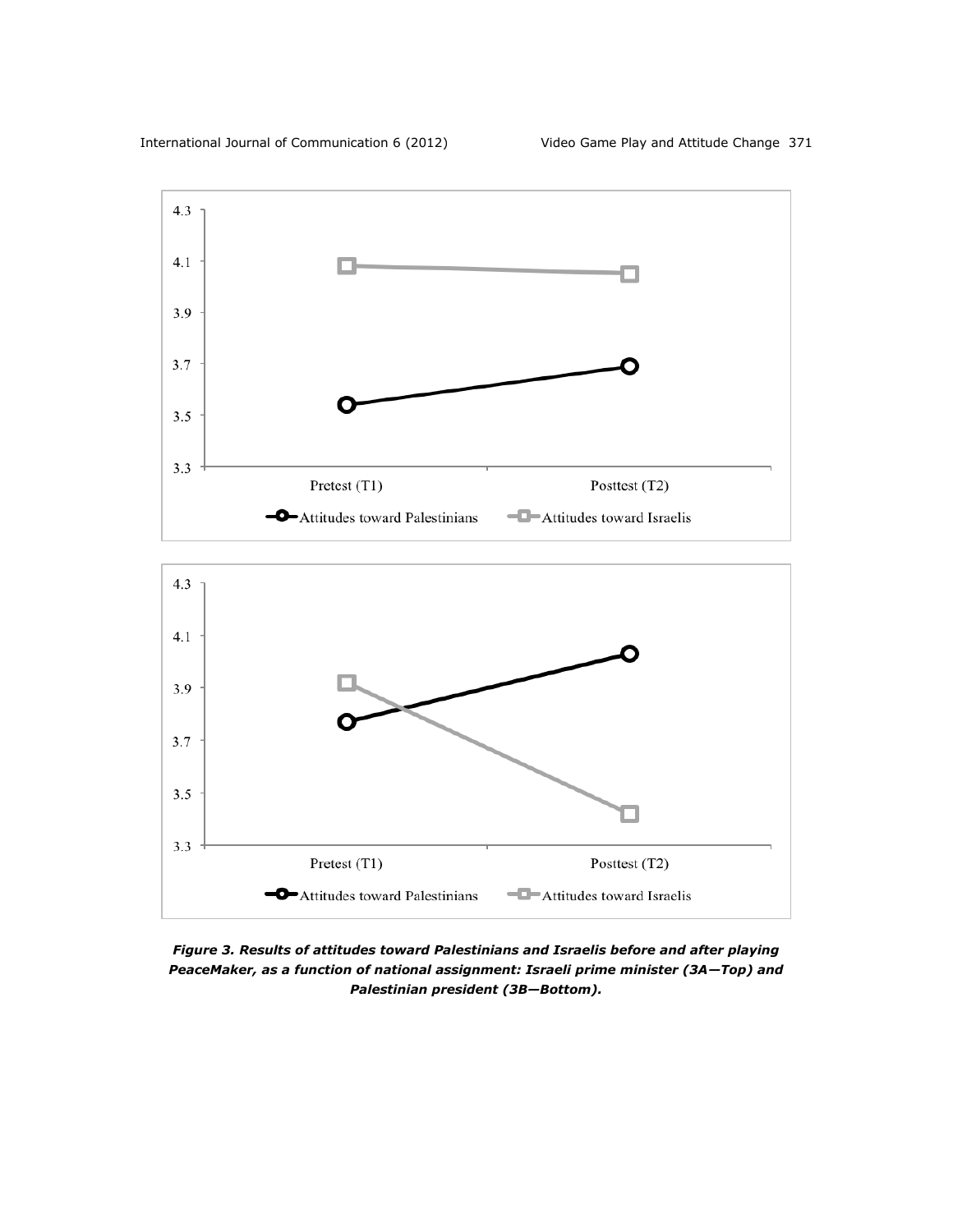*Figure 3. Results of attitudes toward Palestinians and Israelis before and after playing PeaceMaker, as a function of national assignment: Israeli prime minister (3A—Top) and Palestinian president (3B—Bottom).*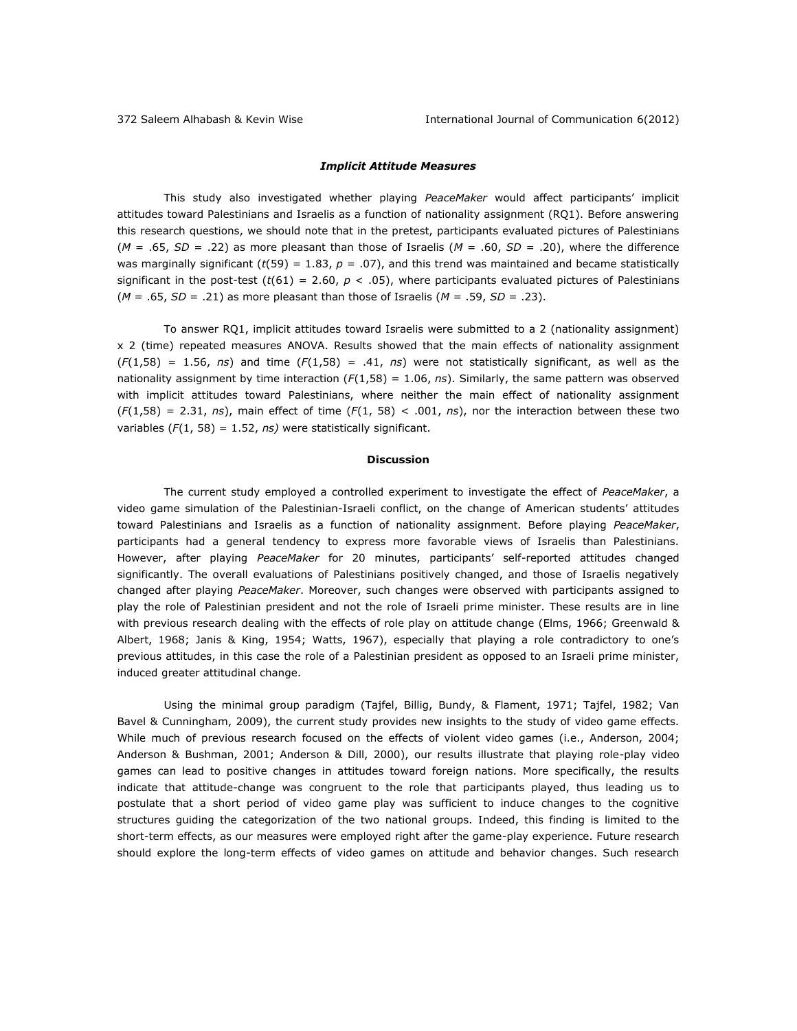### *Implicit Attitude Measures*

This study also investigated whether playing *PeaceMaker* would affect participants' implicit attitudes toward Palestinians and Israelis as a function of nationality assignment (RQ1). Before answering this research questions, we should note that in the pretest, participants evaluated pictures of Palestinians ($M$ = .65, $SD$ = .22) as more pleasant than those of Israelis ($M$ = .60, $SD$ = .20), where the difference was marginally significant ($t(59) = 1.83$, $p = .07$), and this trend was maintained and became statistically significant in the post-test ($t(61) = 2.60$, $p < .05$), where participants evaluated pictures of Palestinians ($M$ = .65, $SD$ = .21) as more pleasant than those of Israelis ($M$ = .59, $SD$ = .23).

To answer RQ1, implicit attitudes toward Israelis were submitted to a 2 (nationality assignment) x 2 (time) repeated measures ANOVA. Results showed that the main effects of nationality assignment ($F(1,58) = 1.56$, *ns*) and time ($F(1,58) = .41$, *ns*) were not statistically significant, as well as the nationality assignment by time interaction ($F(1,58) = 1.06$, *ns*). Similarly, the same pattern was observed with implicit attitudes toward Palestinians, where neither the main effect of nationality assignment ($F(1,58) = 2.31$, *ns*), main effect of time ($F(1, 58) < .001$, *ns*), nor the interaction between these two variables ($F(1, 58) = 1.52$, *ns)* were statistically significant.

## Discussion

The current study employed a controlled experiment to investigate the effect of *PeaceMaker*, a video game simulation of the Palestinian-Israeli conflict, on the change of American students' attitudes toward Palestinians and Israelis as a function of nationality assignment. Before playing *PeaceMaker*, participants had a general tendency to express more favorable views of Israelis than Palestinians. However, after playing *PeaceMaker* for 20 minutes, participants' self-reported attitudes changed significantly. The overall evaluations of Palestinians positively changed, and those of Israelis negatively changed after playing *PeaceMaker*. Moreover, such changes were observed with participants assigned to play the role of Palestinian president and not the role of Israeli prime minister. These results are in line with previous research dealing with the effects of role play on attitude change (Elms, 1966; Greenwald & Albert, 1968; Janis & King, 1954; Watts, 1967), especially that playing a role contradictory to one's previous attitudes, in this case the role of a Palestinian president as opposed to an Israeli prime minister, induced greater attitudinal change.

Using the minimal group paradigm (Tajfel, Billig, Bundy, & Flament, 1971; Tajfel, 1982; Van Bavel & Cunningham, 2009), the current study provides new insights to the study of video game effects. While much of previous research focused on the effects of violent video games (i.e., Anderson, 2004; Anderson & Bushman, 2001; Anderson & Dill, 2000), our results illustrate that playing role-play video games can lead to positive changes in attitudes toward foreign nations. More specifically, the results indicate that attitude-change was congruent to the role that participants played, thus leading us to postulate that a short period of video game play was sufficient to induce changes to the cognitive structures guiding the categorization of the two national groups. Indeed, this finding is limited to the short-term effects, as our measures were employed right after the game-play experience. Future research should explore the long-term effects of video games on attitude and behavior changes. Such research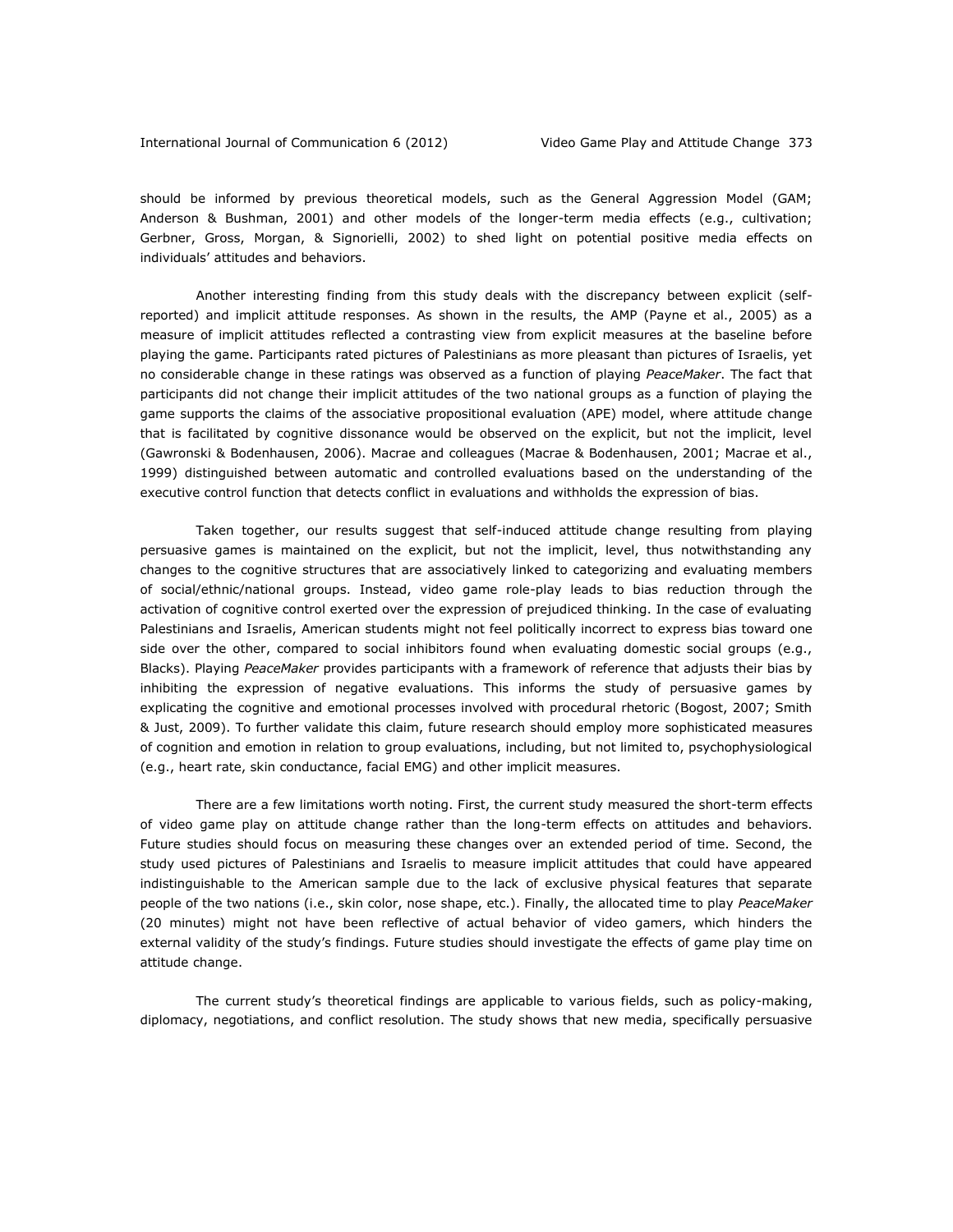should be informed by previous theoretical models, such as the General Aggression Model (GAM; Anderson & Bushman, 2001) and other models of the longer-term media effects (e.g., cultivation; Gerbner, Gross, Morgan, & Signorielli, 2002) to shed light on potential positive media effects on individuals' attitudes and behaviors.

Another interesting finding from this study deals with the discrepancy between explicit (self-reported) and implicit attitude responses. As shown in the results, the AMP (Payne et al., 2005) as a measure of implicit attitudes reflected a contrasting view from explicit measures at the baseline before playing the game. Participants rated pictures of Palestinians as more pleasant than pictures of Israelis, yet no considerable change in these ratings was observed as a function of playing *PeaceMaker*. The fact that participants did not change their implicit attitudes of the two national groups as a function of playing the game supports the claims of the associative propositional evaluation (APE) model, where attitude change that is facilitated by cognitive dissonance would be observed on the explicit, but not the implicit, level (Gawronski & Bodenhausen, 2006). Macrae and colleagues (Macrae & Bodenhausen, 2001; Macrae et al., 1999) distinguished between automatic and controlled evaluations based on the understanding of the executive control function that detects conflict in evaluations and withholds the expression of bias.

Taken together, our results suggest that self-induced attitude change resulting from playing persuasive games is maintained on the explicit, but not the implicit, level, thus notwithstanding any changes to the cognitive structures that are associatively linked to categorizing and evaluating members of social/ethnic/national groups. Instead, video game role-play leads to bias reduction through the activation of cognitive control exerted over the expression of prejudiced thinking. In the case of evaluating Palestinians and Israelis, American students might not feel politically incorrect to express bias toward one side over the other, compared to social inhibitors found when evaluating domestic social groups (e.g., Blacks). Playing *PeaceMaker* provides participants with a framework of reference that adjusts their bias by inhibiting the expression of negative evaluations. This informs the study of persuasive games by explicating the cognitive and emotional processes involved with procedural rhetoric (Bogost, 2007; Smith & Just, 2009). To further validate this claim, future research should employ more sophisticated measures of cognition and emotion in relation to group evaluations, including, but not limited to, psychophysiological (e.g., heart rate, skin conductance, facial EMG) and other implicit measures.

There are a few limitations worth noting. First, the current study measured the short-term effects of video game play on attitude change rather than the long-term effects on attitudes and behaviors. Future studies should focus on measuring these changes over an extended period of time. Second, the study used pictures of Palestinians and Israelis to measure implicit attitudes that could have appeared indistinguishable to the American sample due to the lack of exclusive physical features that separate people of the two nations (i.e., skin color, nose shape, etc.). Finally, the allocated time to play *PeaceMaker* (20 minutes) might not have been reflective of actual behavior of video gamers, which hinders the external validity of the study's findings. Future studies should investigate the effects of game play time on attitude change.

The current study's theoretical findings are applicable to various fields, such as policy-making, diplomacy, negotiations, and conflict resolution. The study shows that new media, specifically persuasive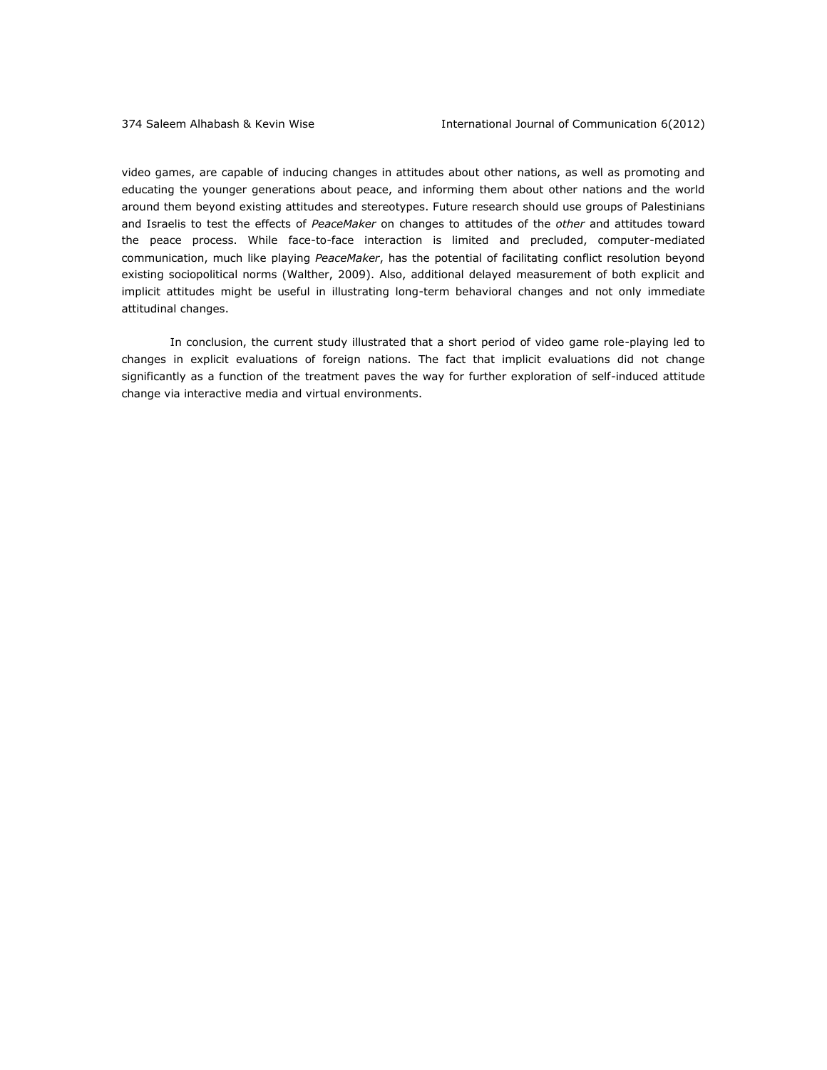video games, are capable of inducing changes in attitudes about other nations, as well as promoting and educating the younger generations about peace, and informing them about other nations and the world around them beyond existing attitudes and stereotypes. Future research should use groups of Palestinians and Israelis to test the effects of *PeaceMaker* on changes to attitudes of the *other* and attitudes toward the peace process. While face-to-face interaction is limited and precluded, computer-mediated communication, much like playing *PeaceMaker*, has the potential of facilitating conflict resolution beyond existing sociopolitical norms (Walther, 2009). Also, additional delayed measurement of both explicit and implicit attitudes might be useful in illustrating long-term behavioral changes and not only immediate attitudinal changes.

In conclusion, the current study illustrated that a short period of video game role-playing led to changes in explicit evaluations of foreign nations. The fact that implicit evaluations did not change significantly as a function of the treatment paves the way for further exploration of self-induced attitude change via interactive media and virtual environments.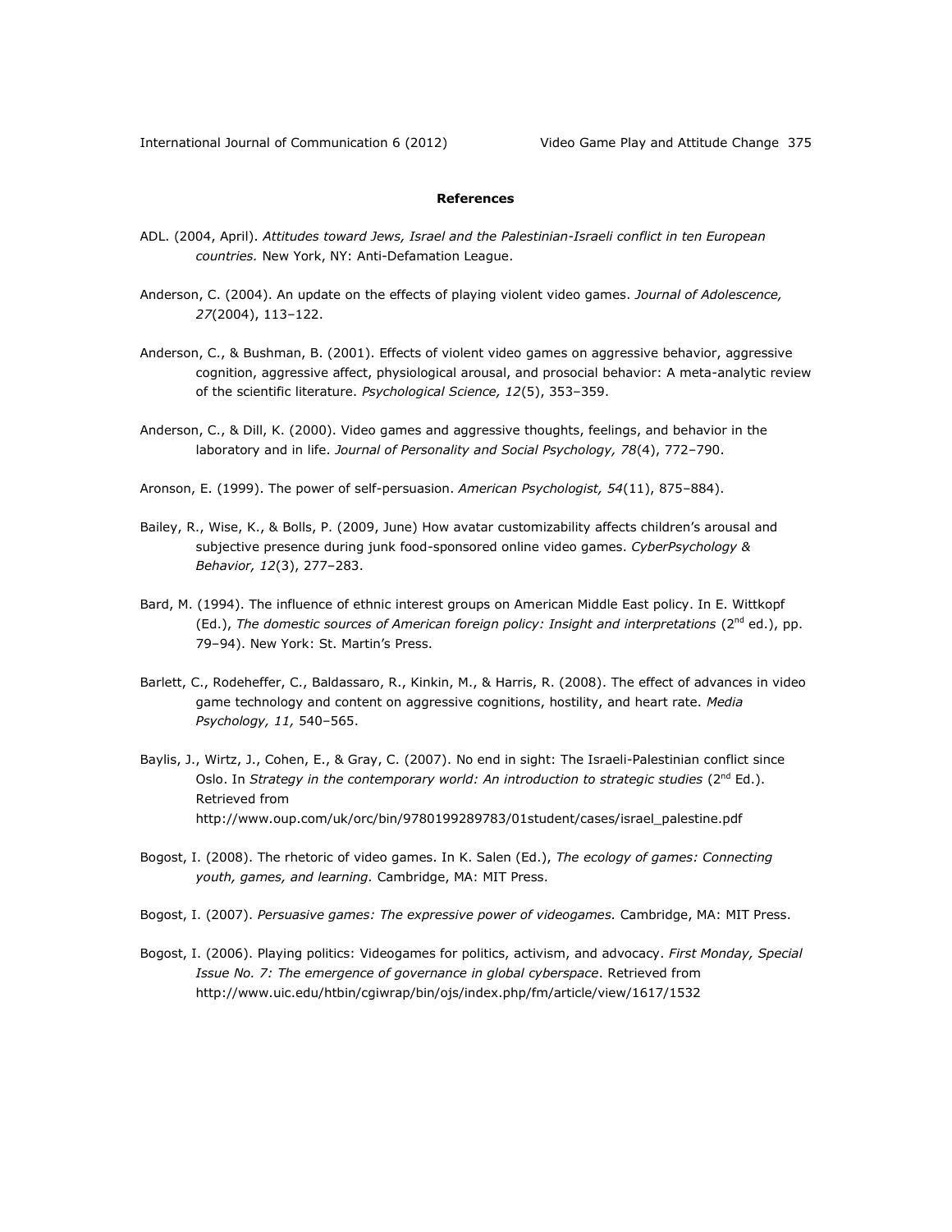**References**

ADL. (2004, April). *Attitudes toward Jews, Israel and the Palestinian-Israeli conflict in ten European countries.* New York, NY: Anti-Defamation League.

Anderson, C. (2004). An update on the effects of playing violent video games. *Journal of Adolescence, 27*(2004), 113–122.

Anderson, C., & Bushman, B. (2001). Effects of violent video games on aggressive behavior, aggressive cognition, aggressive affect, physiological arousal, and prosocial behavior: A meta-analytic review of the scientific literature. *Psychological Science, 12*(5), 353–359.

Anderson, C., & Dill, K. (2000). Video games and aggressive thoughts, feelings, and behavior in the laboratory and in life. *Journal of Personality and Social Psychology, 78*(4), 772–790.

Aronson, E. (1999). The power of self-persuasion. *American Psychologist, 54*(11), 875–884).

Bailey, R., Wise, K., & Bolls, P. (2009, June) How avatar customizability affects children's arousal and subjective presence during junk food-sponsored online video games. *CyberPsychology & Behavior, 12*(3), 277–283.

Bard, M. (1994). The influence of ethnic interest groups on American Middle East policy. In E. Wittkopf (Ed.), *The domestic sources of American foreign policy: Insight and interpretations* (2nd ed.), pp. 79–94). New York: St. Martin's Press.

Barlett, C., Rodeheffer, C., Baldassaro, R., Kinkin, M., & Harris, R. (2008). The effect of advances in video game technology and content on aggressive cognitions, hostility, and heart rate. *Media Psychology, 11,* 540–565.

Baylis, J., Wirtz, J., Cohen, E., & Gray, C. (2007). No end in sight: The Israeli-Palestinian conflict since Oslo. In *Strategy in the contemporary world: An introduction to strategic studies* (2nd Ed.). Retrieved from http://www.oup.com/uk/orc/bin/9780199289783/01student/cases/israel_palestine.pdf

Bogost, I. (2008). The rhetoric of video games. In K. Salen (Ed.), *The ecology of games: Connecting youth, games, and learning.* Cambridge, MA: MIT Press.

Bogost, I. (2007). *Persuasive games: The expressive power of videogames.* Cambridge, MA: MIT Press.

Bogost, I. (2006). Playing politics: Videogames for politics, activism, and advocacy. *First Monday, Special Issue No. 7: The emergence of governance in global cyberspace*. Retrieved from http://www.uic.edu/htbin/cgiwrap/bin/ojs/index.php/fm/article/view/1617/1532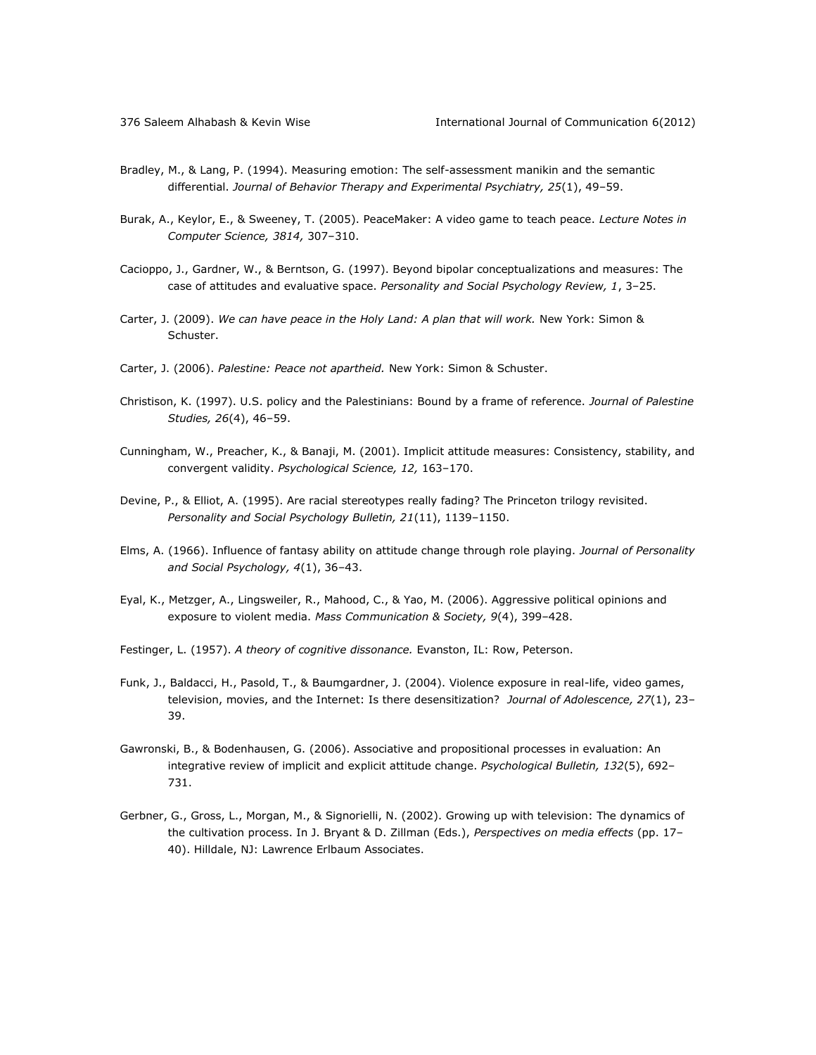Bradley, M., & Lang, P. (1994). Measuring emotion: The self-assessment manikin and the semantic differential. *Journal of Behavior Therapy and Experimental Psychiatry, 25*(1), 49–59.

Burak, A., Keylor, E., & Sweeney, T. (2005). PeaceMaker: A video game to teach peace. *Lecture Notes in Computer Science, 3814,* 307–310.

Cacioppo, J., Gardner, W., & Berntson, G. (1997). Beyond bipolar conceptualizations and measures: The case of attitudes and evaluative space. *Personality and Social Psychology Review, 1*, 3–25.

Carter, J. (2009). *We can have peace in the Holy Land: A plan that will work.* New York: Simon & Schuster.

Carter, J. (2006). *Palestine: Peace not apartheid.* New York: Simon & Schuster.

Christison, K. (1997). U.S. policy and the Palestinians: Bound by a frame of reference. *Journal of Palestine Studies, 26*(4), 46–59.

Cunningham, W., Preacher, K., & Banaji, M. (2001). Implicit attitude measures: Consistency, stability, and convergent validity. *Psychological Science, 12,* 163–170.

Devine, P., & Elliot, A. (1995). Are racial stereotypes really fading? The Princeton trilogy revisited. *Personality and Social Psychology Bulletin, 21*(11), 1139–1150.

Elms, A. (1966). Influence of fantasy ability on attitude change through role playing. *Journal of Personality and Social Psychology, 4*(1), 36–43.

Eyal, K., Metzger, A., Lingsweiler, R., Mahood, C., & Yao, M. (2006). Aggressive political opinions and exposure to violent media. *Mass Communication & Society, 9*(4), 399–428.

Festinger, L. (1957). *A theory of cognitive dissonance.* Evanston, IL: Row, Peterson.

Funk, J., Baldacci, H., Pasold, T., & Baumgardner, J. (2004). Violence exposure in real-life, video games, television, movies, and the Internet: Is there desensitization? *Journal of Adolescence, 27*(1), 23–39.

Gawronski, B., & Bodenhausen, G. (2006). Associative and propositional processes in evaluation: An integrative review of implicit and explicit attitude change. *Psychological Bulletin, 132*(5), 692–731.

Gerbner, G., Gross, L., Morgan, M., & Signorielli, N. (2002). Growing up with television: The dynamics of the cultivation process. In J. Bryant & D. Zillman (Eds.), *Perspectives on media effects* (pp. 17–40). Hilldale, NJ: Lawrence Erlbaum Associates.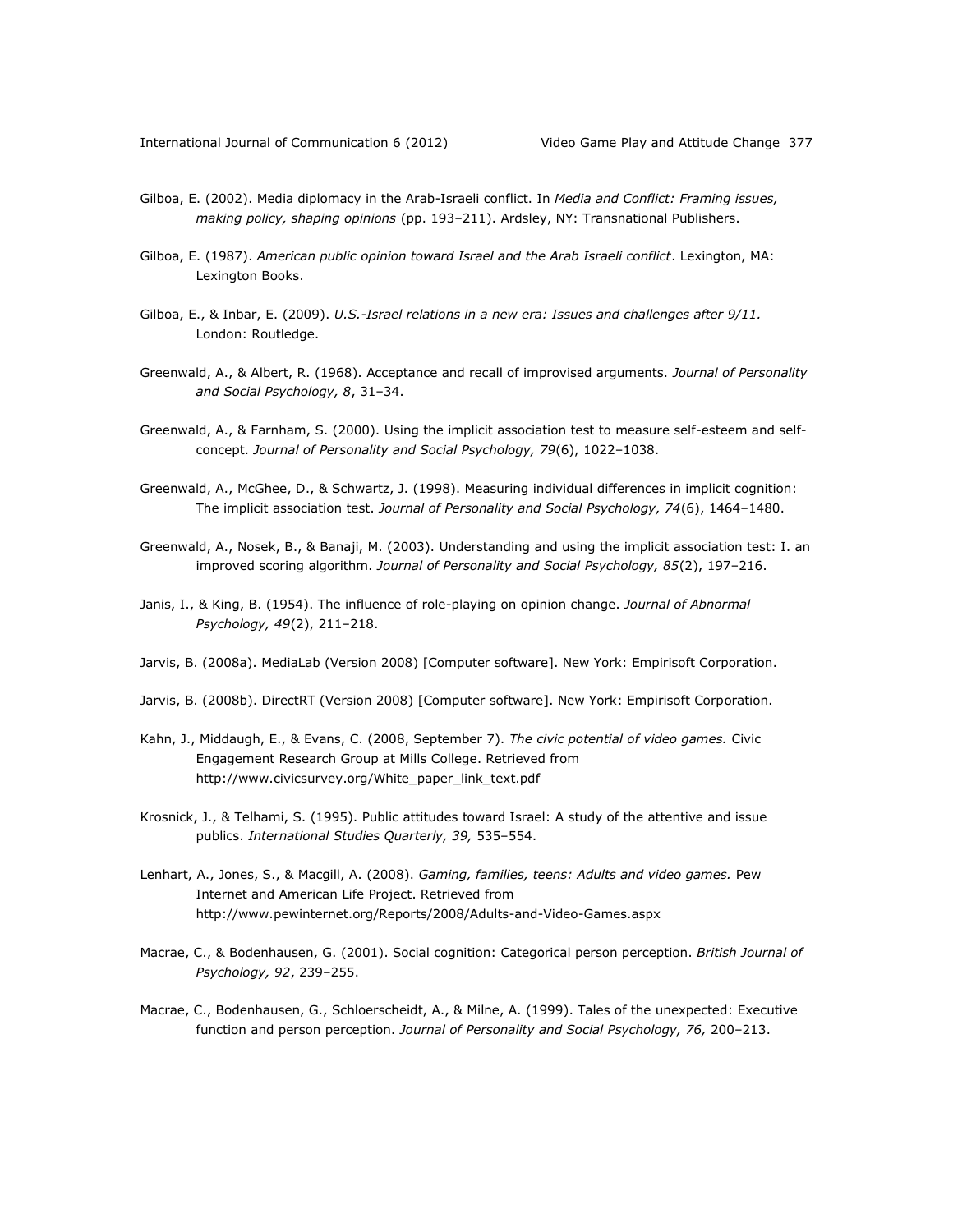Gilboa, E. (2002). Media diplomacy in the Arab-Israeli conflict. In *Media and Conflict: Framing issues, making policy, shaping opinions* (pp. 193–211). Ardsley, NY: Transnational Publishers.

Gilboa, E. (1987). *American public opinion toward Israel and the Arab Israeli conflict*. Lexington, MA: Lexington Books.

Gilboa, E., & Inbar, E. (2009). *U.S.-Israel relations in a new era: Issues and challenges after 9/11.* London: Routledge.

Greenwald, A., & Albert, R. (1968). Acceptance and recall of improvised arguments. *Journal of Personality and Social Psychology, 8*, 31–34.

Greenwald, A., & Farnham, S. (2000). Using the implicit association test to measure self-esteem and self-concept. *Journal of Personality and Social Psychology, 79*(6), 1022–1038.

Greenwald, A., McGhee, D., & Schwartz, J. (1998). Measuring individual differences in implicit cognition: The implicit association test. *Journal of Personality and Social Psychology, 74*(6), 1464–1480.

Greenwald, A., Nosek, B., & Banaji, M. (2003). Understanding and using the implicit association test: I. an improved scoring algorithm. *Journal of Personality and Social Psychology, 85*(2), 197–216.

Janis, I., & King, B. (1954). The influence of role-playing on opinion change. *Journal of Abnormal Psychology, 49*(2), 211–218.

Jarvis, B. (2008a). MediaLab (Version 2008) [Computer software]. New York: Empirisoft Corporation.

Jarvis, B. (2008b). DirectRT (Version 2008) [Computer software]. New York: Empirisoft Corporation.

Kahn, J., Middaugh, E., & Evans, C. (2008, September 7). *The civic potential of video games.* Civic Engagement Research Group at Mills College. Retrieved from http://www.civicsurvey.org/White_paper_link_text.pdf

Krosnick, J., & Telhami, S. (1995). Public attitudes toward Israel: A study of the attentive and issue publics. *International Studies Quarterly, 39,* 535–554.

Lenhart, A., Jones, S., & Macgill, A. (2008). *Gaming, families, teens: Adults and video games.* Pew Internet and American Life Project. Retrieved from http://www.pewinternet.org/Reports/2008/Adults-and-Video-Games.aspx

Macrae, C., & Bodenhausen, G. (2001). Social cognition: Categorical person perception. *British Journal of Psychology, 92*, 239–255.

Macrae, C., Bodenhausen, G., Schloerscheidt, A., & Milne, A. (1999). Tales of the unexpected: Executive function and person perception. *Journal of Personality and Social Psychology, 76,* 200–213.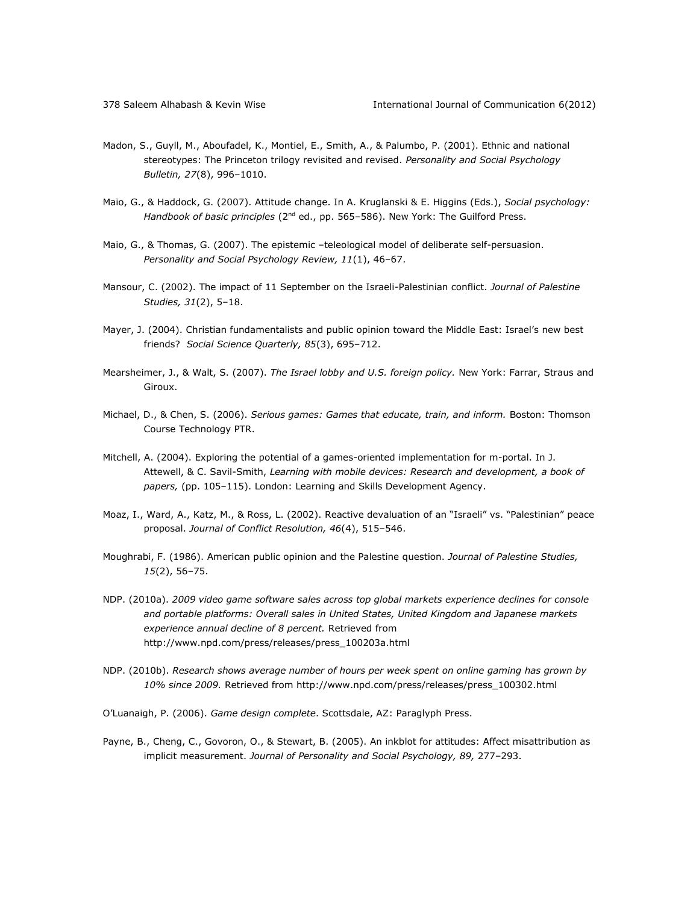Madon, S., Guyll, M., Aboufadel, K., Montiel, E., Smith, A., & Palumbo, P. (2001). Ethnic and national stereotypes: The Princeton trilogy revisited and revised. *Personality and Social Psychology Bulletin, 27*(8), 996–1010.

Maio, G., & Haddock, G. (2007). Attitude change. In A. Kruglanski & E. Higgins (Eds.), *Social psychology: Handbook of basic principles* (2nd ed., pp. 565–586). New York: The Guilford Press.

Maio, G., & Thomas, G. (2007). The epistemic –teleological model of deliberate self-persuasion. *Personality and Social Psychology Review, 11*(1), 46–67.

Mansour, C. (2002). The impact of 11 September on the Israeli-Palestinian conflict. *Journal of Palestine Studies, 31*(2), 5–18.

Mayer, J. (2004). Christian fundamentalists and public opinion toward the Middle East: Israel's new best friends? *Social Science Quarterly, 85*(3), 695–712.

Mearsheimer, J., & Walt, S. (2007). *The Israel lobby and U.S. foreign policy.* New York: Farrar, Straus and Giroux.

Michael, D., & Chen, S. (2006). *Serious games: Games that educate, train, and inform.* Boston: Thomson Course Technology PTR.

Mitchell, A. (2004). Exploring the potential of a games-oriented implementation for m-portal. In J. Attewell, & C. Savil-Smith, *Learning with mobile devices: Research and development, a book of papers,* (pp. 105–115). London: Learning and Skills Development Agency.

Moaz, I., Ward, A., Katz, M., & Ross, L. (2002). Reactive devaluation of an "Israeli" vs. "Palestinian" peace proposal. *Journal of Conflict Resolution, 46*(4), 515–546.

Moughrabi, F. (1986). American public opinion and the Palestine question. *Journal of Palestine Studies, 15*(2), 56–75.

NDP. (2010a). *2009 video game software sales across top global markets experience declines for console and portable platforms: Overall sales in United States, United Kingdom and Japanese markets experience annual decline of 8 percent.* Retrieved from http://www.npd.com/press/releases/press_100203a.html

NDP. (2010b). *Research shows average number of hours per week spent on online gaming has grown by 10% since 2009.* Retrieved from http://www.npd.com/press/releases/press_100302.html

O'Luanaigh, P. (2006). *Game design complete*. Scottsdale, AZ: Paraglyph Press.

Payne, B., Cheng, C., Govoron, O., & Stewart, B. (2005). An inkblot for attitudes: Affect misattribution as implicit measurement. *Journal of Personality and Social Psychology, 89,* 277–293.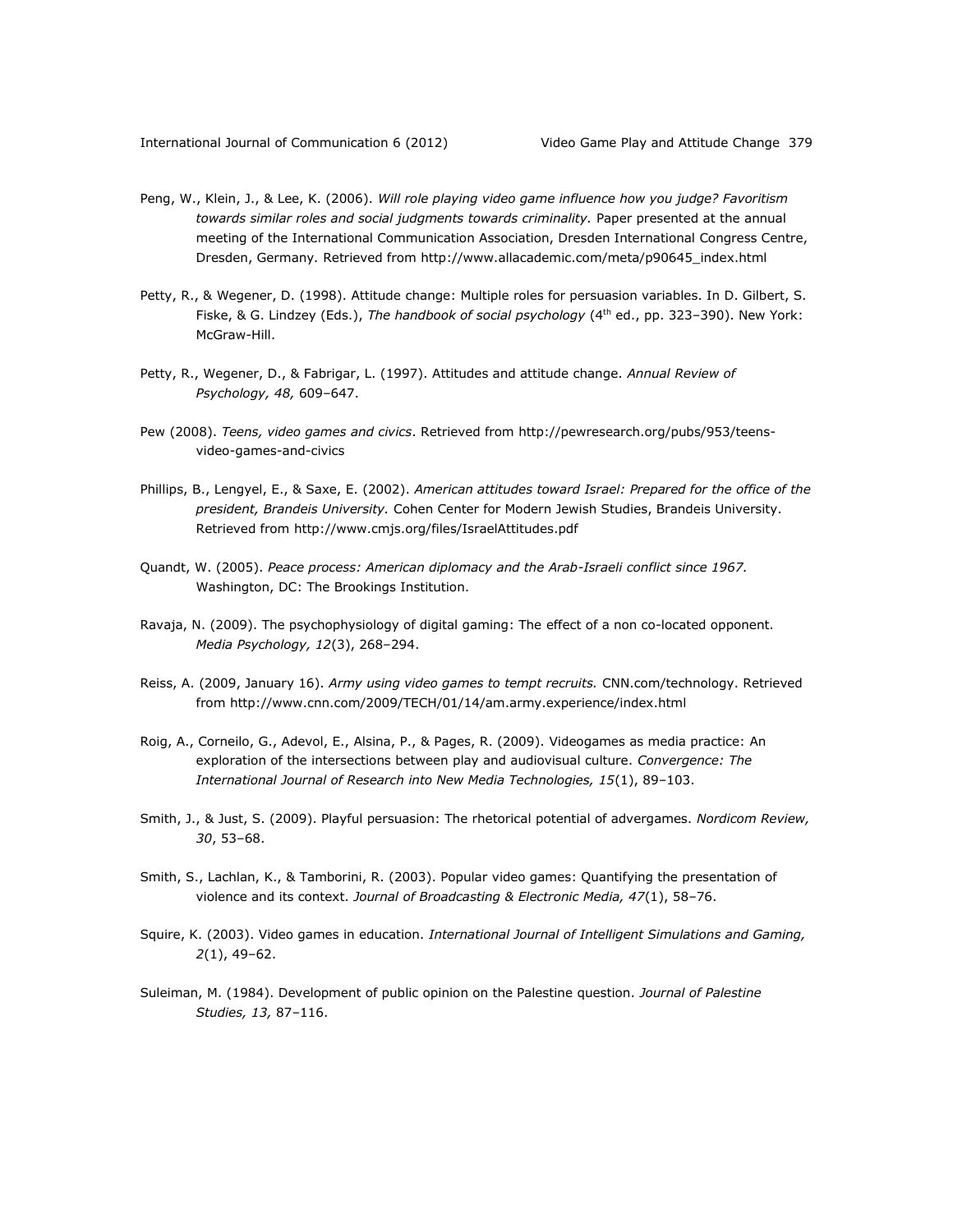Peng, W., Klein, J., & Lee, K. (2006). *Will role playing video game influence how you judge? Favoritism towards similar roles and social judgments towards criminality.* Paper presented at the annual meeting of the International Communication Association, Dresden International Congress Centre, Dresden, Germany. Retrieved from http://www.allacademic.com/meta/p90645_index.html

Petty, R., & Wegener, D. (1998). Attitude change: Multiple roles for persuasion variables. In D. Gilbert, S. Fiske, & G. Lindzey (Eds.), *The handbook of social psychology* (4th ed., pp. 323–390). New York: McGraw-Hill.

Petty, R., Wegener, D., & Fabrigar, L. (1997). Attitudes and attitude change. *Annual Review of Psychology, 48,* 609–647.

Pew (2008). *Teens, video games and civics*. Retrieved from http://pewresearch.org/pubs/953/teens-video-games-and-civics

Phillips, B., Lengyel, E., & Saxe, E. (2002). *American attitudes toward Israel: Prepared for the office of the president, Brandeis University.* Cohen Center for Modern Jewish Studies, Brandeis University. Retrieved from http://www.cmjs.org/files/IsraelAttitudes.pdf

Quandt, W. (2005). *Peace process: American diplomacy and the Arab-Israeli conflict since 1967.* Washington, DC: The Brookings Institution.

Ravaja, N. (2009). The psychophysiology of digital gaming: The effect of a non co-located opponent. *Media Psychology, 12*(3), 268–294.

Reiss, A. (2009, January 16). *Army using video games to tempt recruits.* CNN.com/technology. Retrieved from http://www.cnn.com/2009/TECH/01/14/am.army.experience/index.html

Roig, A., Corneilo, G., Adevol, E., Alsina, P., & Pages, R. (2009). Videogames as media practice: An exploration of the intersections between play and audiovisual culture. *Convergence: The International Journal of Research into New Media Technologies, 15*(1), 89–103.

Smith, J., & Just, S. (2009). Playful persuasion: The rhetorical potential of advergames. *Nordicom Review, 30*, 53–68.

Smith, S., Lachlan, K., & Tamborini, R. (2003). Popular video games: Quantifying the presentation of violence and its context. *Journal of Broadcasting & Electronic Media, 47*(1), 58–76.

Squire, K. (2003). Video games in education. *International Journal of Intelligent Simulations and Gaming, 2*(1), 49–62.

Suleiman, M. (1984). Development of public opinion on the Palestine question. *Journal of Palestine Studies, 13,* 87–116.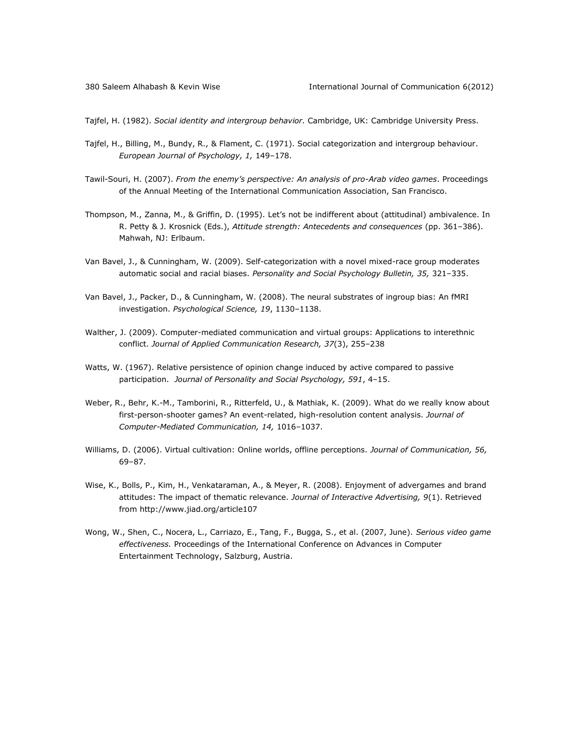Tajfel, H. (1982). *Social identity and intergroup behavior.* Cambridge, UK: Cambridge University Press.

Tajfel, H., Billing, M., Bundy, R., & Flament, C. (1971). Social categorization and intergroup behaviour. *European Journal of Psychology, 1,* 149–178.

Tawil-Souri, H. (2007). *From the enemy's perspective: An analysis of pro-Arab video games*. Proceedings of the Annual Meeting of the International Communication Association, San Francisco.

Thompson, M., Zanna, M., & Griffin, D. (1995). Let's not be indifferent about (attitudinal) ambivalence. In R. Petty & J. Krosnick (Eds.), *Attitude strength: Antecedents and consequences* (pp. 361–386). Mahwah, NJ: Erlbaum.

Van Bavel, J., & Cunningham, W. (2009). Self-categorization with a novel mixed-race group moderates automatic social and racial biases. *Personality and Social Psychology Bulletin, 35,* 321–335.

Van Bavel, J., Packer, D., & Cunningham, W. (2008). The neural substrates of ingroup bias: An fMRI investigation. *Psychological Science, 19*, 1130–1138.

Walther, J. (2009). Computer-mediated communication and virtual groups: Applications to interethnic conflict. *Journal of Applied Communication Research, 37*(3), 255–238

Watts, W. (1967). Relative persistence of opinion change induced by active compared to passive participation. *Journal of Personality and Social Psychology, 591*, 4–15.

Weber, R., Behr, K.-M., Tamborini, R., Ritterfeld, U., & Mathiak, K. (2009). What do we really know about first-person-shooter games? An event-related, high-resolution content analysis. *Journal of Computer-Mediated Communication, 14,* 1016–1037.

Williams, D. (2006). Virtual cultivation: Online worlds, offline perceptions. *Journal of Communication, 56,* 69–87.

Wise, K., Bolls, P., Kim, H., Venkataraman, A., & Meyer, R. (2008). Enjoyment of advergames and brand attitudes: The impact of thematic relevance. *Journal of Interactive Advertising, 9*(1). Retrieved from http://www.jiad.org/article107

Wong, W., Shen, C., Nocera, L., Carriazo, E., Tang, F., Bugga, S., et al. (2007, June). *Serious video game effectiveness.* Proceedings of the International Conference on Advances in Computer Entertainment Technology, Salzburg, Austria.